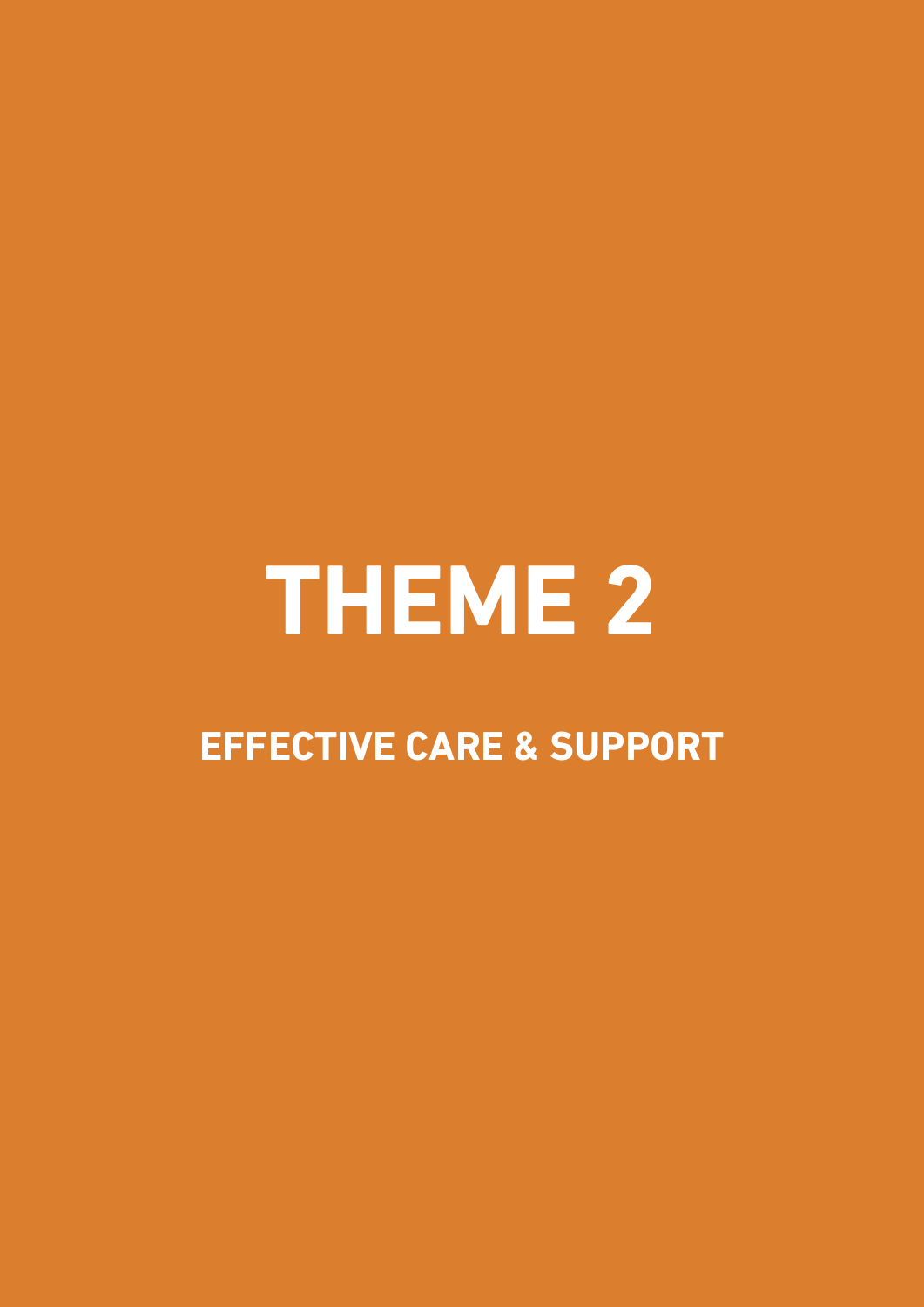# THEME 2

## EFFECTIVE CARE & SUPPORT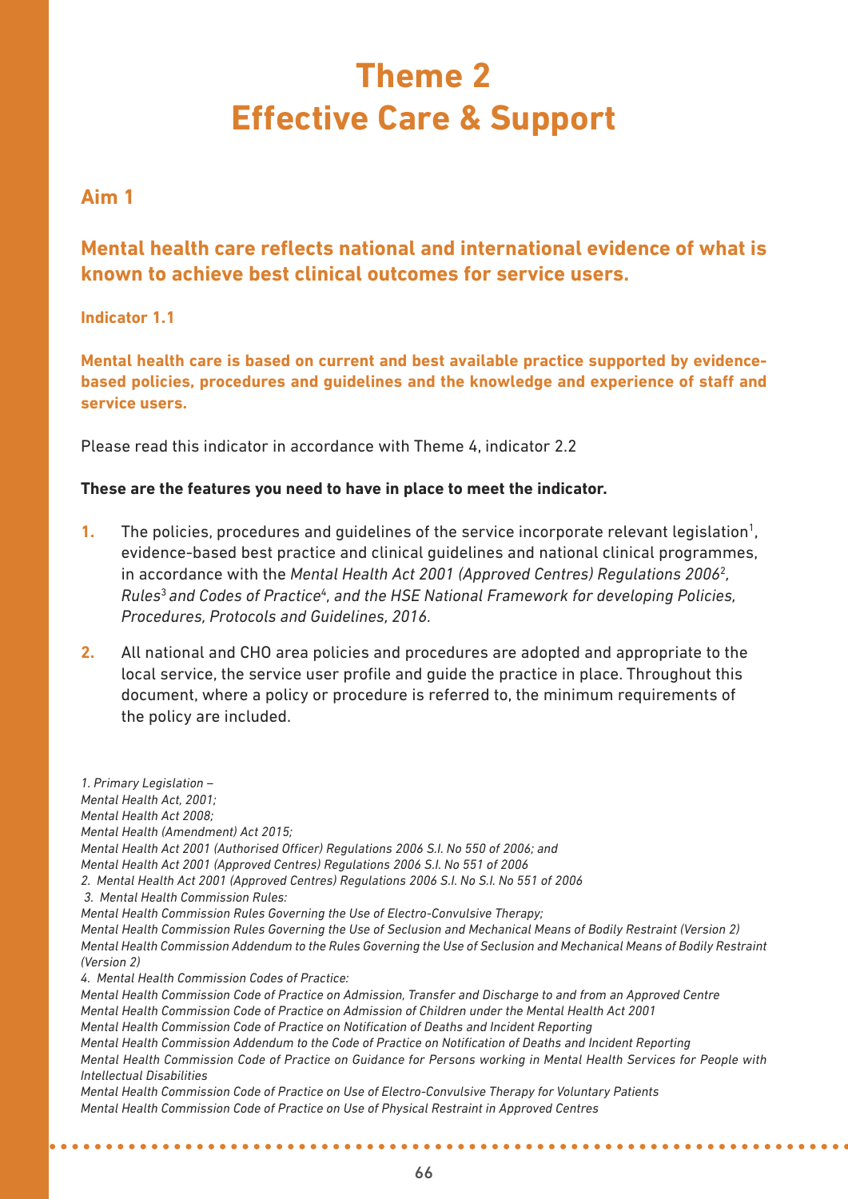# Theme 2
# Effective Care & Support

## Aim 1

### Mental health care reflects national and international evidence of what is known to achieve best clinical outcomes for service users.

**Indicator 1.1**

**Mental health care is based on current and best available practice supported by evidence-based policies, procedures and guidelines and the knowledge and experience of staff and service users.**

Please read this indicator in accordance with Theme 4, indicator 2.2

**These are the features you need to have in place to meet the indicator.**

1. The policies, procedures and guidelines of the service incorporate relevant legislation[1], evidence-based best practice and clinical guidelines and national clinical programmes, in accordance with the *Mental Health Act 2001 (Approved Centres) Regulations 2006*[2], *Rules*[3] *and Codes of Practice*[4], *and the HSE National Framework for developing Policies, Procedures, Protocols and Guidelines, 2016*.

2. All national and CHO area policies and procedures are adopted and appropriate to the local service, the service user profile and guide the practice in place. Throughout this document, where a policy or procedure is referred to, the minimum requirements of the policy are included.

---

*1. Primary Legislation –*
*Mental Health Act, 2001;*
*Mental Health Act 2008;*
*Mental Health (Amendment) Act 2015;*
*Mental Health Act 2001 (Authorised Officer) Regulations 2006 S.I. No 550 of 2006; and*
*Mental Health Act 2001 (Approved Centres) Regulations 2006 S.I. No 551 of 2006*

*2. Mental Health Act 2001 (Approved Centres) Regulations 2006 S.I. No S.I. No 551 of 2006*

*3. Mental Health Commission Rules:*
*Mental Health Commission Rules Governing the Use of Electro-Convulsive Therapy;*
*Mental Health Commission Rules Governing the Use of Seclusion and Mechanical Means of Bodily Restraint (Version 2)*
*Mental Health Commission Addendum to the Rules Governing the Use of Seclusion and Mechanical Means of Bodily Restraint (Version 2)*

*4. Mental Health Commission Codes of Practice:*
*Mental Health Commission Code of Practice on Admission, Transfer and Discharge to and from an Approved Centre*
*Mental Health Commission Code of Practice on Admission of Children under the Mental Health Act 2001*
*Mental Health Commission Code of Practice on Notification of Deaths and Incident Reporting*
*Mental Health Commission Addendum to the Code of Practice on Notification of Deaths and Incident Reporting*
*Mental Health Commission Code of Practice on Guidance for Persons working in Mental Health Services for People with Intellectual Disabilities*
*Mental Health Commission Code of Practice on Use of Electro-Convulsive Therapy for Voluntary Patients*
*Mental Health Commission Code of Practice on Use of Physical Restraint in Approved Centres*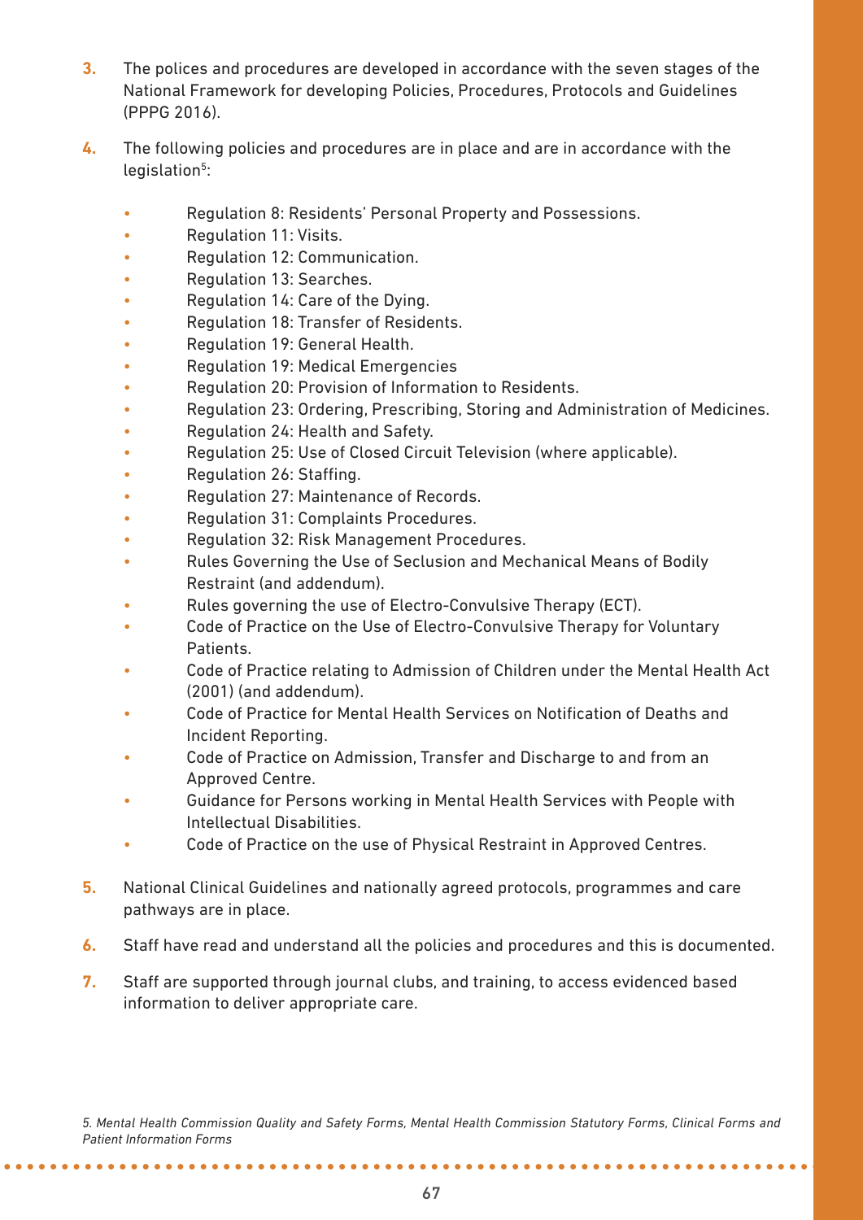3. The polices and procedures are developed in accordance with the seven stages of the National Framework for developing Policies, Procedures, Protocols and Guidelines (PPPG 2016).

4. The following policies and procedures are in place and are in accordance with the legislation[5]:

   - Regulation 8: Residents' Personal Property and Possessions.
   - Regulation 11: Visits.
   - Regulation 12: Communication.
   - Regulation 13: Searches.
   - Regulation 14: Care of the Dying.
   - Regulation 18: Transfer of Residents.
   - Regulation 19: General Health.
   - Regulation 19: Medical Emergencies
   - Regulation 20: Provision of Information to Residents.
   - Regulation 23: Ordering, Prescribing, Storing and Administration of Medicines.
   - Regulation 24: Health and Safety.
   - Regulation 25: Use of Closed Circuit Television (where applicable).
   - Regulation 26: Staffing.
   - Regulation 27: Maintenance of Records.
   - Regulation 31: Complaints Procedures.
   - Regulation 32: Risk Management Procedures.
   - Rules Governing the Use of Seclusion and Mechanical Means of Bodily Restraint (and addendum).
   - Rules governing the use of Electro-Convulsive Therapy (ECT).
   - Code of Practice on the Use of Electro-Convulsive Therapy for Voluntary Patients.
   - Code of Practice relating to Admission of Children under the Mental Health Act (2001) (and addendum).
   - Code of Practice for Mental Health Services on Notification of Deaths and Incident Reporting.
   - Code of Practice on Admission, Transfer and Discharge to and from an Approved Centre.
   - Guidance for Persons working in Mental Health Services with People with Intellectual Disabilities.
   - Code of Practice on the use of Physical Restraint in Approved Centres.

5. National Clinical Guidelines and nationally agreed protocols, programmes and care pathways are in place.

6. Staff have read and understand all the policies and procedures and this is documented.

7. Staff are supported through journal clubs, and training, to access evidenced based information to deliver appropriate care.

*5. Mental Health Commission Quality and Safety Forms, Mental Health Commission Statutory Forms, Clinical Forms and Patient Information Forms*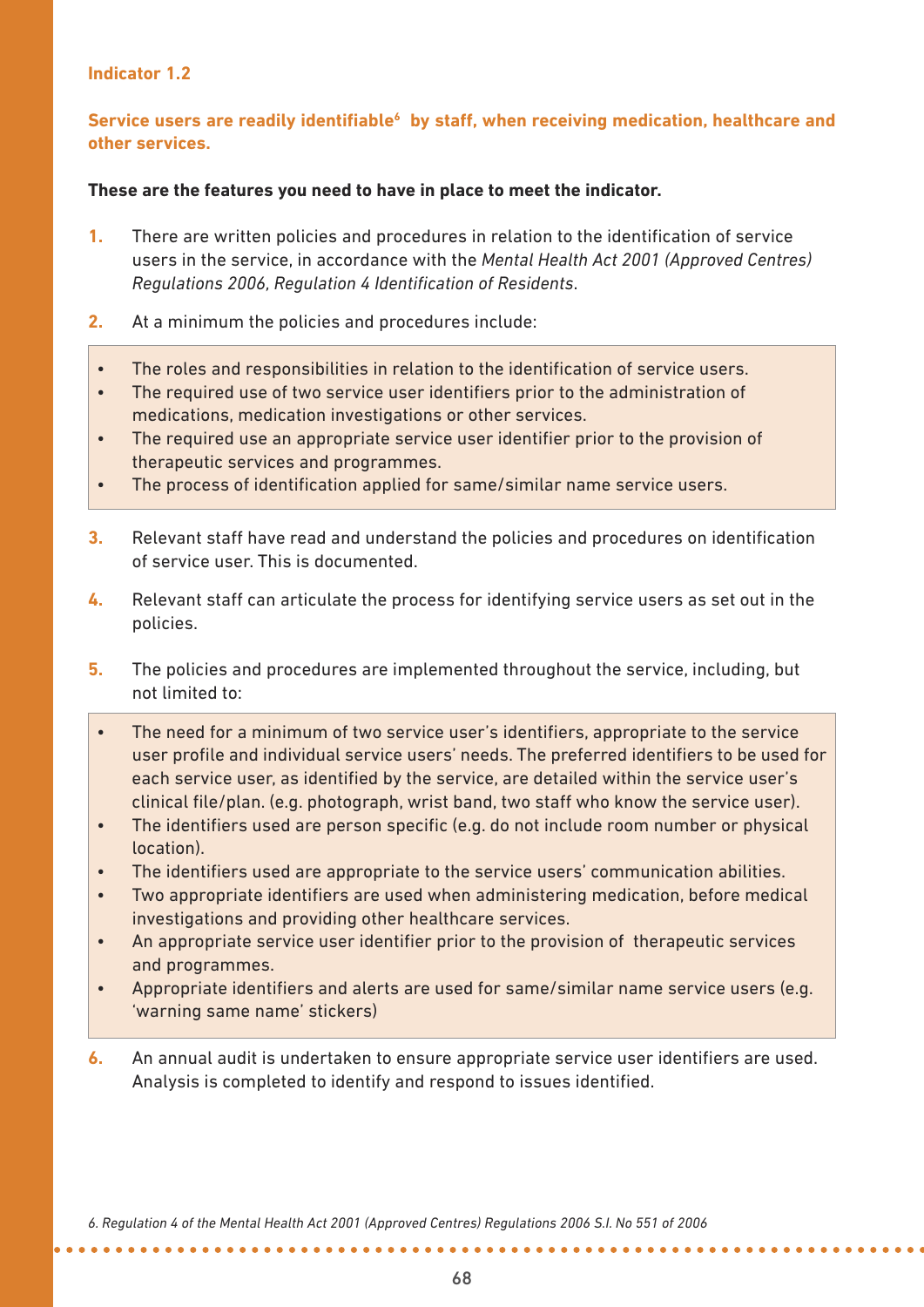### Indicator 1.2

**Service users are readily identifiable[6] by staff, when receiving medication, healthcare and other services.**

**These are the features you need to have in place to meet the indicator.**

1. There are written policies and procedures in relation to the identification of service users in the service, in accordance with the *Mental Health Act 2001 (Approved Centres) Regulations 2006, Regulation 4 Identification of Residents*.
2. At a minimum the policies and procedures include:
   - The roles and responsibilities in relation to the identification of service users.
   - The required use of two service user identifiers prior to the administration of medications, medication investigations or other services.
   - The required use an appropriate service user identifier prior to the provision of therapeutic services and programmes.
   - The process of identification applied for same/similar name service users.
3. Relevant staff have read and understand the policies and procedures on identification of service user. This is documented.
4. Relevant staff can articulate the process for identifying service users as set out in the policies.
5. The policies and procedures are implemented throughout the service, including, but not limited to:
   - The need for a minimum of two service user's identifiers, appropriate to the service user profile and individual service users' needs. The preferred identifiers to be used for each service user, as identified by the service, are detailed within the service user's clinical file/plan. (e.g. photograph, wrist band, two staff who know the service user).
   - The identifiers used are person specific (e.g. do not include room number or physical location).
   - The identifiers used are appropriate to the service users' communication abilities.
   - Two appropriate identifiers are used when administering medication, before medical investigations and providing other healthcare services.
   - An appropriate service user identifier prior to the provision of therapeutic services and programmes.
   - Appropriate identifiers and alerts are used for same/similar name service users (e.g. 'warning same name' stickers)
6. An annual audit is undertaken to ensure appropriate service user identifiers are used. Analysis is completed to identify and respond to issues identified.

*6. Regulation 4 of the Mental Health Act 2001 (Approved Centres) Regulations 2006 S.I. No 551 of 2006*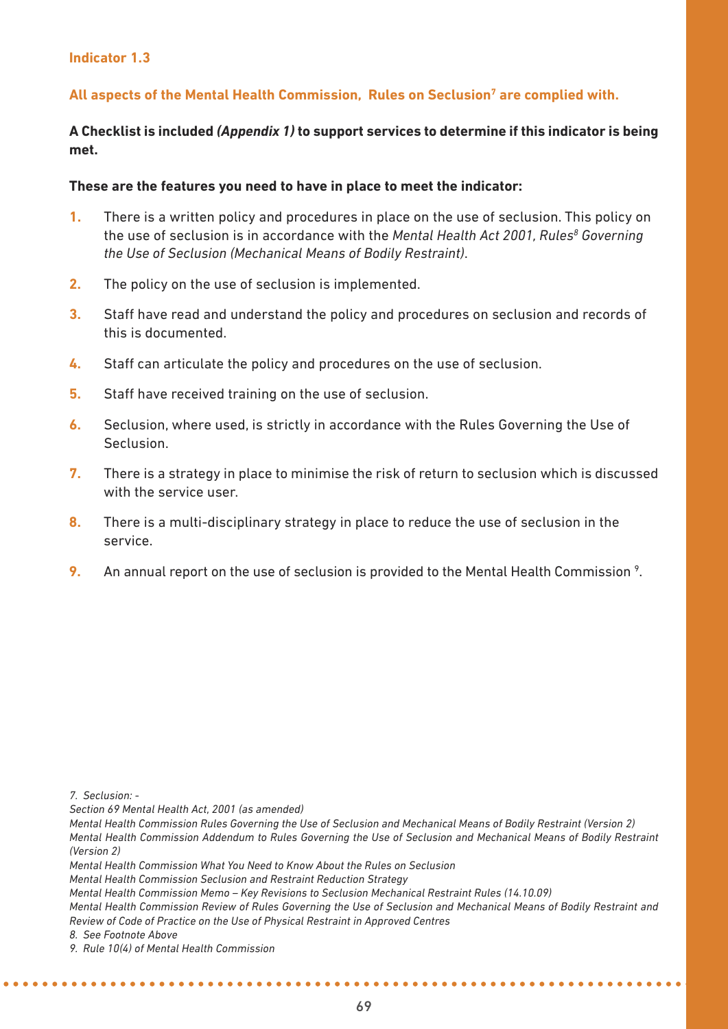### Indicator 1.3

**All aspects of the Mental Health Commission, Rules on Seclusion[7] are complied with.**

**A Checklist is included *(Appendix 1)* to support services to determine if this indicator is being met.**

**These are the features you need to have in place to meet the indicator:**

1. There is a written policy and procedures in place on the use of seclusion. This policy on the use of seclusion is in accordance with the *Mental Health Act 2001, Rules[8] Governing the Use of Seclusion (Mechanical Means of Bodily Restraint)*.
2. The policy on the use of seclusion is implemented.
3. Staff have read and understand the policy and procedures on seclusion and records of this is documented.
4. Staff can articulate the policy and procedures on the use of seclusion.
5. Staff have received training on the use of seclusion.
6. Seclusion, where used, is strictly in accordance with the Rules Governing the Use of Seclusion.
7. There is a strategy in place to minimise the risk of return to seclusion which is discussed with the service user.
8. There is a multi-disciplinary strategy in place to reduce the use of seclusion in the service.
9. An annual report on the use of seclusion is provided to the Mental Health Commission [9].

*7. Seclusion: -*
*Section 69 Mental Health Act, 2001 (as amended)*
*Mental Health Commission Rules Governing the Use of Seclusion and Mechanical Means of Bodily Restraint (Version 2)*
*Mental Health Commission Addendum to Rules Governing the Use of Seclusion and Mechanical Means of Bodily Restraint (Version 2)*
*Mental Health Commission What You Need to Know About the Rules on Seclusion*
*Mental Health Commission Seclusion and Restraint Reduction Strategy*
*Mental Health Commission Memo – Key Revisions to Seclusion Mechanical Restraint Rules (14.10.09)*
*Mental Health Commission Review of Rules Governing the Use of Seclusion and Mechanical Means of Bodily Restraint and Review of Code of Practice on the Use of Physical Restraint in Approved Centres*
*8. See Footnote Above*
*9. Rule 10(4) of Mental Health Commission*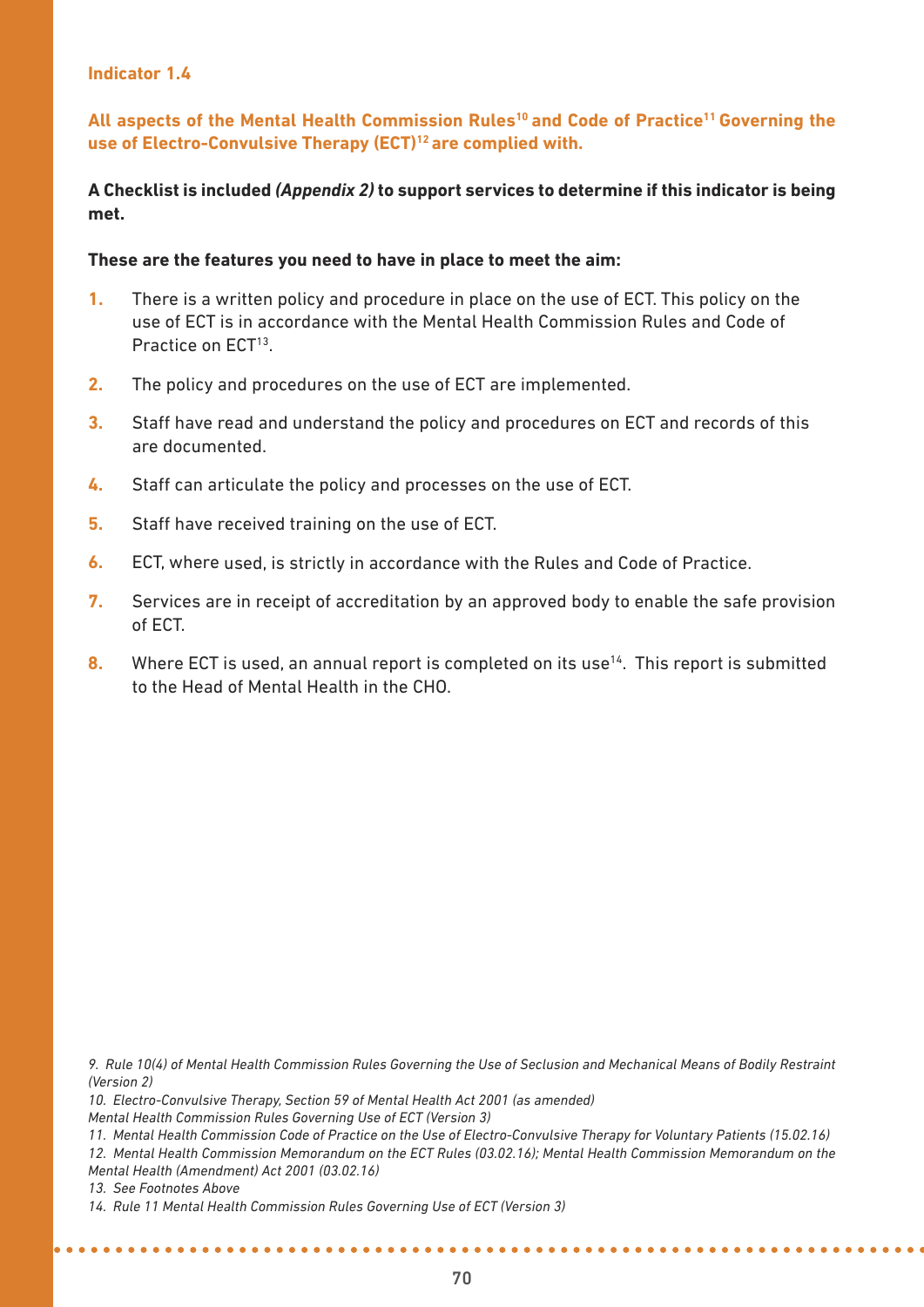### Indicator 1.4

**All aspects of the Mental Health Commission Rules[10] and Code of Practice[11] Governing the use of Electro-Convulsive Therapy (ECT)[12] are complied with.**

**A Checklist is included *(Appendix 2)* to support services to determine if this indicator is being met.**

**These are the features you need to have in place to meet the aim:**

1. There is a written policy and procedure in place on the use of ECT. This policy on the use of ECT is in accordance with the Mental Health Commission Rules and Code of Practice on ECT[13].
2. The policy and procedures on the use of ECT are implemented.
3. Staff have read and understand the policy and procedures on ECT and records of this are documented.
4. Staff can articulate the policy and processes on the use of ECT.
5. Staff have received training on the use of ECT.
6. ECT, where used, is strictly in accordance with the Rules and Code of Practice.
7. Services are in receipt of accreditation by an approved body to enable the safe provision of ECT.
8. Where ECT is used, an annual report is completed on its use[14]. This report is submitted to the Head of Mental Health in the CHO.

---

*9. Rule 10(4) of Mental Health Commission Rules Governing the Use of Seclusion and Mechanical Means of Bodily Restraint (Version 2)*

*10. Electro-Convulsive Therapy, Section 59 of Mental Health Act 2001 (as amended)*
*Mental Health Commission Rules Governing Use of ECT (Version 3)*

*11. Mental Health Commission Code of Practice on the Use of Electro-Convulsive Therapy for Voluntary Patients (15.02.16)*

*12. Mental Health Commission Memorandum on the ECT Rules (03.02.16); Mental Health Commission Memorandum on the Mental Health (Amendment) Act 2001 (03.02.16)*

*13. See Footnotes Above*

*14. Rule 11 Mental Health Commission Rules Governing Use of ECT (Version 3)*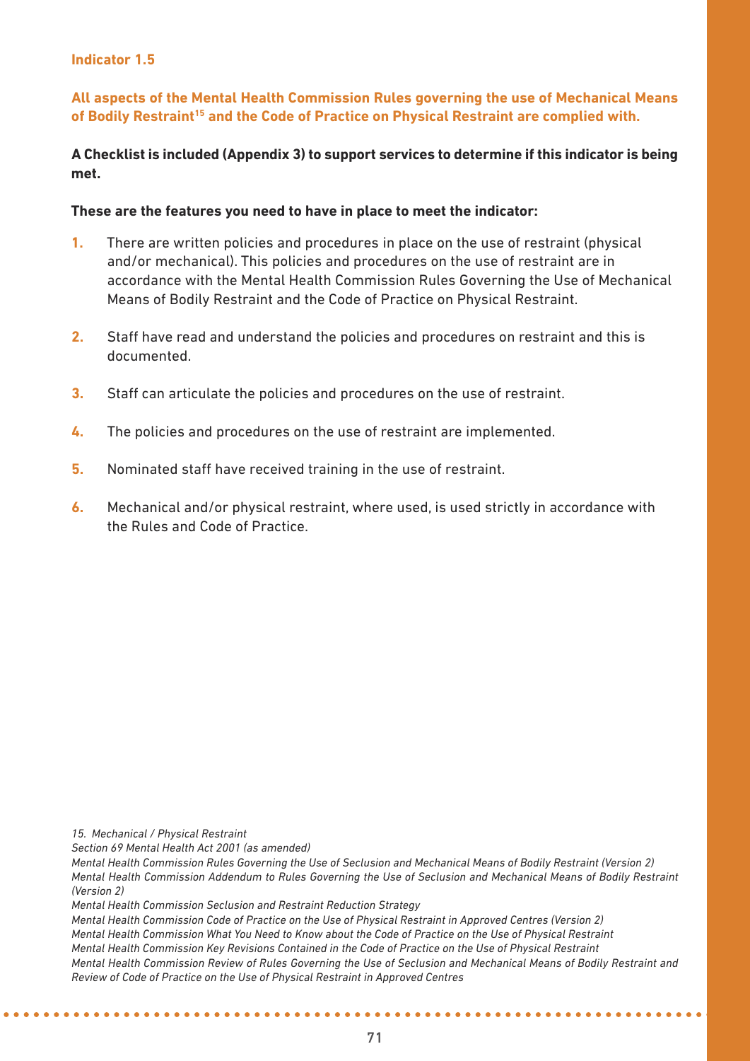### Indicator 1.5

**All aspects of the Mental Health Commission Rules governing the use of Mechanical Means of Bodily Restraint[15] and the Code of Practice on Physical Restraint are complied with.**

**A Checklist is included (Appendix 3) to support services to determine if this indicator is being met.**

**These are the features you need to have in place to meet the indicator:**

1. There are written policies and procedures in place on the use of restraint (physical and/or mechanical). This policies and procedures on the use of restraint are in accordance with the Mental Health Commission Rules Governing the Use of Mechanical Means of Bodily Restraint and the Code of Practice on Physical Restraint.
2. Staff have read and understand the policies and procedures on restraint and this is documented.
3. Staff can articulate the policies and procedures on the use of restraint.
4. The policies and procedures on the use of restraint are implemented.
5. Nominated staff have received training in the use of restraint.
6. Mechanical and/or physical restraint, where used, is used strictly in accordance with the Rules and Code of Practice.

*15. Mechanical / Physical Restraint*
*Section 69 Mental Health Act 2001 (as amended)*
*Mental Health Commission Rules Governing the Use of Seclusion and Mechanical Means of Bodily Restraint (Version 2)*
*Mental Health Commission Addendum to Rules Governing the Use of Seclusion and Mechanical Means of Bodily Restraint (Version 2)*
*Mental Health Commission Seclusion and Restraint Reduction Strategy*
*Mental Health Commission Code of Practice on the Use of Physical Restraint in Approved Centres (Version 2)*
*Mental Health Commission What You Need to Know about the Code of Practice on the Use of Physical Restraint*
*Mental Health Commission Key Revisions Contained in the Code of Practice on the Use of Physical Restraint*
*Mental Health Commission Review of Rules Governing the Use of Seclusion and Mechanical Means of Bodily Restraint and Review of Code of Practice on the Use of Physical Restraint in Approved Centres*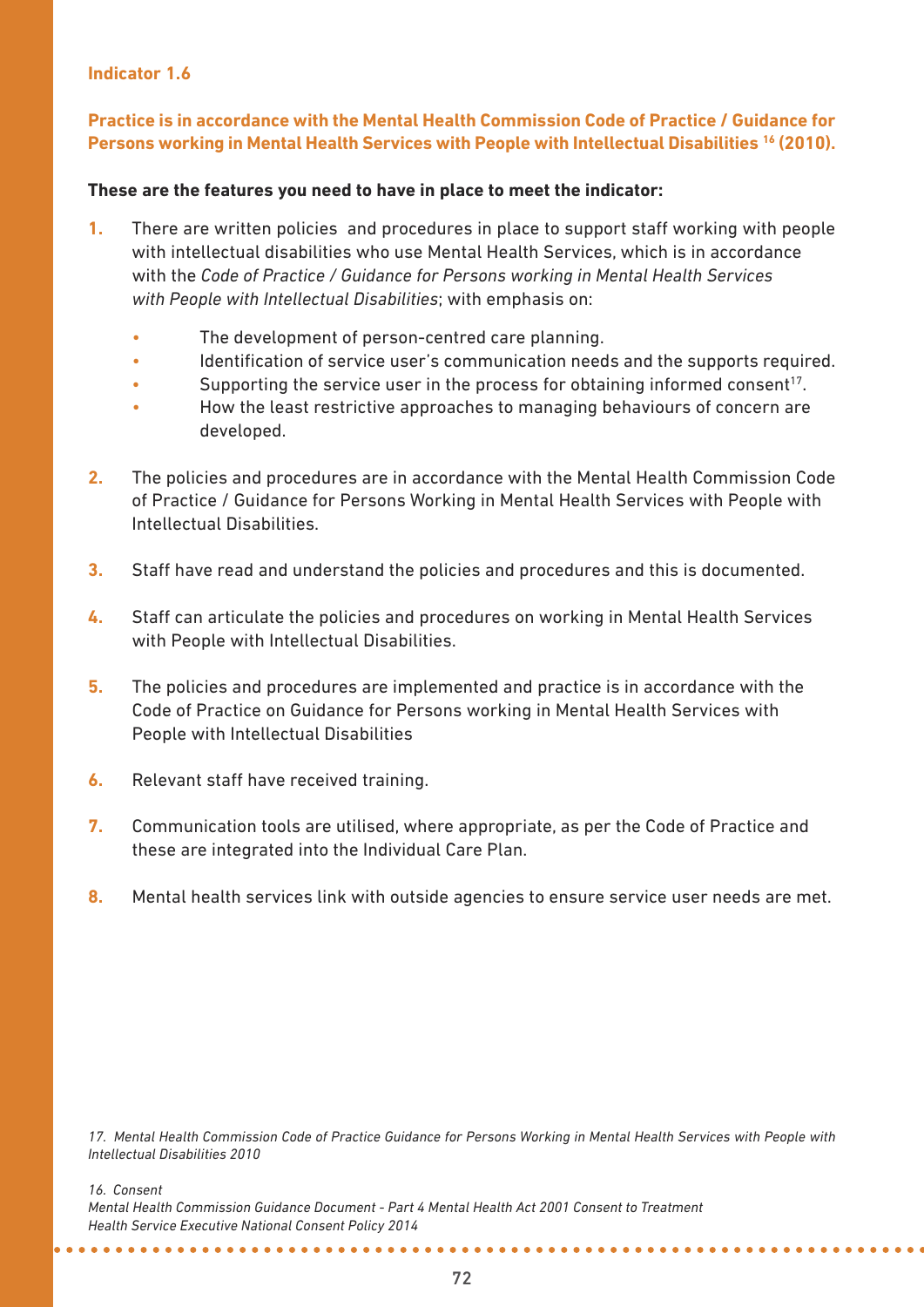**Indicator 1.6**

**Practice is in accordance with the Mental Health Commission Code of Practice / Guidance for Persons working in Mental Health Services with People with Intellectual Disabilities [16] (2010).**

**These are the features you need to have in place to meet the indicator:**

1. There are written policies and procedures in place to support staff working with people with intellectual disabilities who use Mental Health Services, which is in accordance with the *Code of Practice / Guidance for Persons working in Mental Health Services with People with Intellectual Disabilities*; with emphasis on:
   - The development of person-centred care planning.
   - Identification of service user's communication needs and the supports required.
   - Supporting the service user in the process for obtaining informed consent[17].
   - How the least restrictive approaches to managing behaviours of concern are developed.
2. The policies and procedures are in accordance with the Mental Health Commission Code of Practice / Guidance for Persons Working in Mental Health Services with People with Intellectual Disabilities.
3. Staff have read and understand the policies and procedures and this is documented.
4. Staff can articulate the policies and procedures on working in Mental Health Services with People with Intellectual Disabilities.
5. The policies and procedures are implemented and practice is in accordance with the Code of Practice on Guidance for Persons working in Mental Health Services with People with Intellectual Disabilities
6. Relevant staff have received training.
7. Communication tools are utilised, where appropriate, as per the Code of Practice and these are integrated into the Individual Care Plan.
8. Mental health services link with outside agencies to ensure service user needs are met.

*17. Mental Health Commission Code of Practice Guidance for Persons Working in Mental Health Services with People with Intellectual Disabilities 2010*

*16. Consent*
*Mental Health Commission Guidance Document - Part 4 Mental Health Act 2001 Consent to Treatment*
*Health Service Executive National Consent Policy 2014*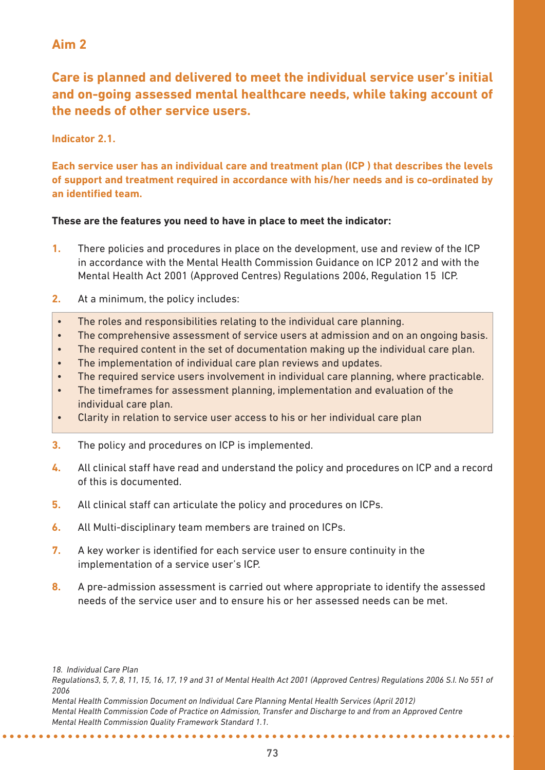## Aim 2

### Care is planned and delivered to meet the individual service user's initial and on-going assessed mental healthcare needs, while taking account of the needs of other service users.

**Indicator 2.1.**

**Each service user has an individual care and treatment plan (ICP ) that describes the levels of support and treatment required in accordance with his/her needs and is co-ordinated by an identified team.**

**These are the features you need to have in place to meet the indicator:**

1. There policies and procedures in place on the development, use and review of the ICP in accordance with the Mental Health Commission Guidance on ICP 2012 and with the Mental Health Act 2001 (Approved Centres) Regulations 2006, Regulation 15 ICP.
2. At a minimum, the policy includes:
   - The roles and responsibilities relating to the individual care planning.
   - The comprehensive assessment of service users at admission and on an ongoing basis.
   - The required content in the set of documentation making up the individual care plan.
   - The implementation of individual care plan reviews and updates.
   - The required service users involvement in individual care planning, where practicable.
   - The timeframes for assessment planning, implementation and evaluation of the individual care plan.
   - Clarity in relation to service user access to his or her individual care plan
3. The policy and procedures on ICP is implemented.
4. All clinical staff have read and understand the policy and procedures on ICP and a record of this is documented.
5. All clinical staff can articulate the policy and procedures on ICPs.
6. All Multi-disciplinary team members are trained on ICPs.
7. A key worker is identified for each service user to ensure continuity in the implementation of a service user's ICP.
8. A pre-admission assessment is carried out where appropriate to identify the assessed needs of the service user and to ensure his or her assessed needs can be met.

*18. Individual Care Plan*
*Regulations3, 5, 7, 8, 11, 15, 16, 17, 19 and 31 of Mental Health Act 2001 (Approved Centres) Regulations 2006 S.I. No 551 of 2006*
*Mental Health Commission Document on Individual Care Planning Mental Health Services (April 2012)*
*Mental Health Commission Code of Practice on Admission, Transfer and Discharge to and from an Approved Centre*
*Mental Health Commission Quality Framework Standard 1.1.*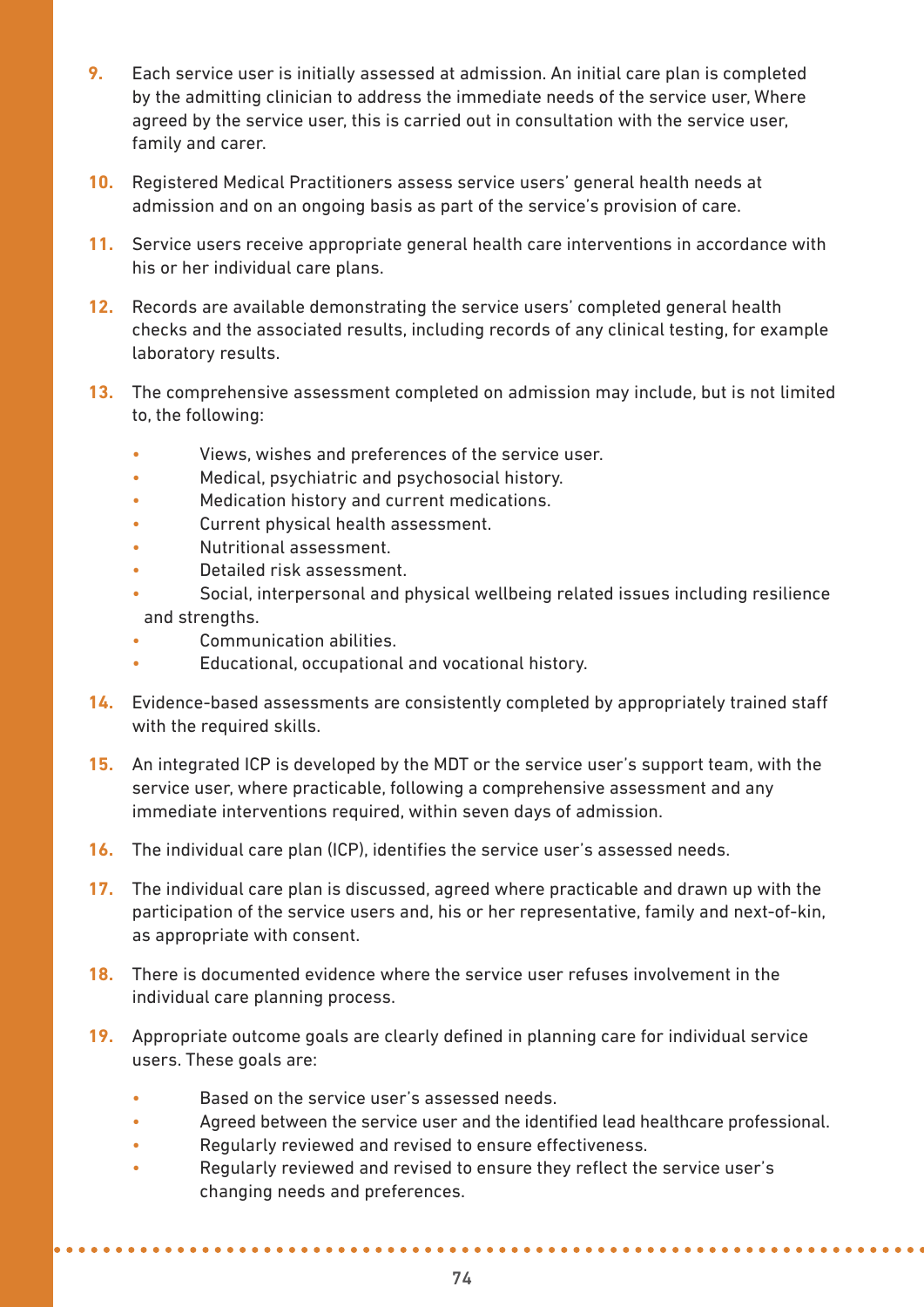9. Each service user is initially assessed at admission. An initial care plan is completed by the admitting clinician to address the immediate needs of the service user, Where agreed by the service user, this is carried out in consultation with the service user, family and carer.

10. Registered Medical Practitioners assess service users' general health needs at admission and on an ongoing basis as part of the service's provision of care.

11. Service users receive appropriate general health care interventions in accordance with his or her individual care plans.

12. Records are available demonstrating the service users' completed general health checks and the associated results, including records of any clinical testing, for example laboratory results.

13. The comprehensive assessment completed on admission may include, but is not limited to, the following:
    - Views, wishes and preferences of the service user.
    - Medical, psychiatric and psychosocial history.
    - Medication history and current medications.
    - Current physical health assessment.
    - Nutritional assessment.
    - Detailed risk assessment.
    - Social, interpersonal and physical wellbeing related issues including resilience and strengths.
    - Communication abilities.
    - Educational, occupational and vocational history.

14. Evidence-based assessments are consistently completed by appropriately trained staff with the required skills.

15. An integrated ICP is developed by the MDT or the service user's support team, with the service user, where practicable, following a comprehensive assessment and any immediate interventions required, within seven days of admission.

16. The individual care plan (ICP), identifies the service user's assessed needs.

17. The individual care plan is discussed, agreed where practicable and drawn up with the participation of the service users and, his or her representative, family and next-of-kin, as appropriate with consent.

18. There is documented evidence where the service user refuses involvement in the individual care planning process.

19. Appropriate outcome goals are clearly defined in planning care for individual service users. These goals are:
    - Based on the service user's assessed needs.
    - Agreed between the service user and the identified lead healthcare professional.
    - Regularly reviewed and revised to ensure effectiveness.
    - Regularly reviewed and revised to ensure they reflect the service user's changing needs and preferences.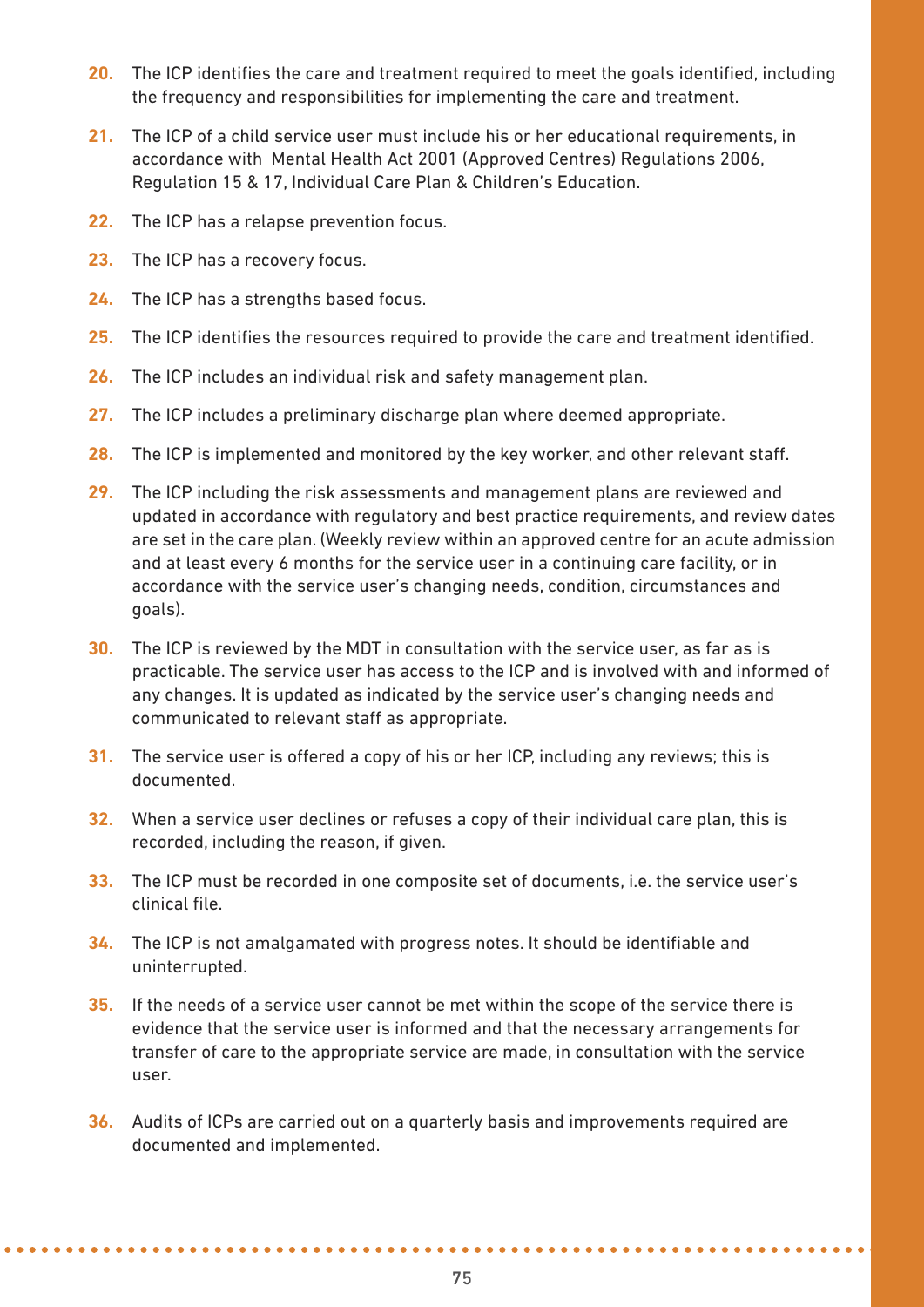20. The ICP identifies the care and treatment required to meet the goals identified, including the frequency and responsibilities for implementing the care and treatment.
21. The ICP of a child service user must include his or her educational requirements, in accordance with Mental Health Act 2001 (Approved Centres) Regulations 2006, Regulation 15 & 17, Individual Care Plan & Children's Education.
22. The ICP has a relapse prevention focus.
23. The ICP has a recovery focus.
24. The ICP has a strengths based focus.
25. The ICP identifies the resources required to provide the care and treatment identified.
26. The ICP includes an individual risk and safety management plan.
27. The ICP includes a preliminary discharge plan where deemed appropriate.
28. The ICP is implemented and monitored by the key worker, and other relevant staff.
29. The ICP including the risk assessments and management plans are reviewed and updated in accordance with regulatory and best practice requirements, and review dates are set in the care plan. (Weekly review within an approved centre for an acute admission and at least every 6 months for the service user in a continuing care facility, or in accordance with the service user's changing needs, condition, circumstances and goals).
30. The ICP is reviewed by the MDT in consultation with the service user, as far as is practicable. The service user has access to the ICP and is involved with and informed of any changes. It is updated as indicated by the service user's changing needs and communicated to relevant staff as appropriate.
31. The service user is offered a copy of his or her ICP, including any reviews; this is documented.
32. When a service user declines or refuses a copy of their individual care plan, this is recorded, including the reason, if given.
33. The ICP must be recorded in one composite set of documents, i.e. the service user's clinical file.
34. The ICP is not amalgamated with progress notes. It should be identifiable and uninterrupted.
35. If the needs of a service user cannot be met within the scope of the service there is evidence that the service user is informed and that the necessary arrangements for transfer of care to the appropriate service are made, in consultation with the service user.
36. Audits of ICPs are carried out on a quarterly basis and improvements required are documented and implemented.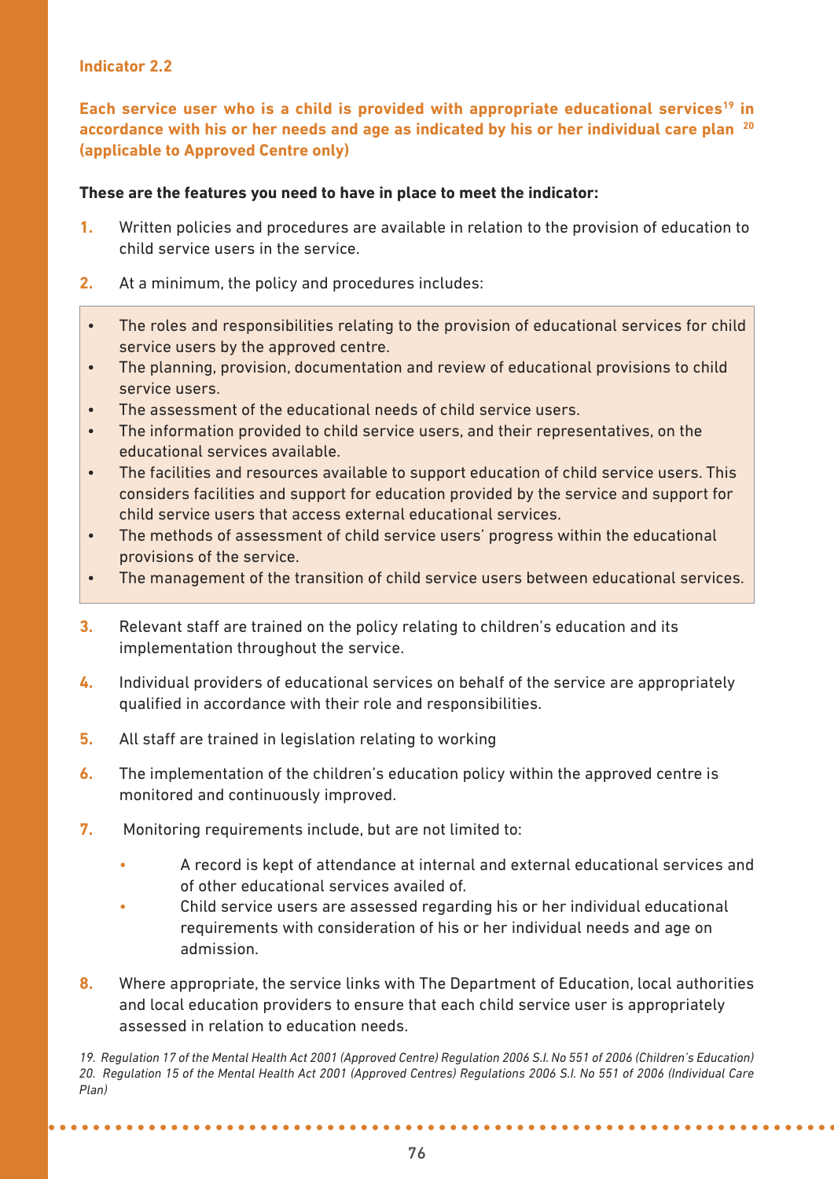**Indicator 2.2**

**Each service user who is a child is provided with appropriate educational services[19] in accordance with his or her needs and age as indicated by his or her individual care plan [20] (applicable to Approved Centre only)**

**These are the features you need to have in place to meet the indicator:**

1. Written policies and procedures are available in relation to the provision of education to child service users in the service.
2. At a minimum, the policy and procedures includes:
   - The roles and responsibilities relating to the provision of educational services for child service users by the approved centre.
   - The planning, provision, documentation and review of educational provisions to child service users.
   - The assessment of the educational needs of child service users.
   - The information provided to child service users, and their representatives, on the educational services available.
   - The facilities and resources available to support education of child service users. This considers facilities and support for education provided by the service and support for child service users that access external educational services.
   - The methods of assessment of child service users' progress within the educational provisions of the service.
   - The management of the transition of child service users between educational services.
3. Relevant staff are trained on the policy relating to children's education and its implementation throughout the service.
4. Individual providers of educational services on behalf of the service are appropriately qualified in accordance with their role and responsibilities.
5. All staff are trained in legislation relating to working
6. The implementation of the children's education policy within the approved centre is monitored and continuously improved.
7. Monitoring requirements include, but are not limited to:
   - A record is kept of attendance at internal and external educational services and of other educational services availed of.
   - Child service users are assessed regarding his or her individual educational requirements with consideration of his or her individual needs and age on admission.
8. Where appropriate, the service links with The Department of Education, local authorities and local education providers to ensure that each child service user is appropriately assessed in relation to education needs.

*19. Regulation 17 of the Mental Health Act 2001 (Approved Centre) Regulation 2006 S.I. No 551 of 2006 (Children's Education)*
*20. Regulation 15 of the Mental Health Act 2001 (Approved Centres) Regulations 2006 S.I. No 551 of 2006 (Individual Care Plan)*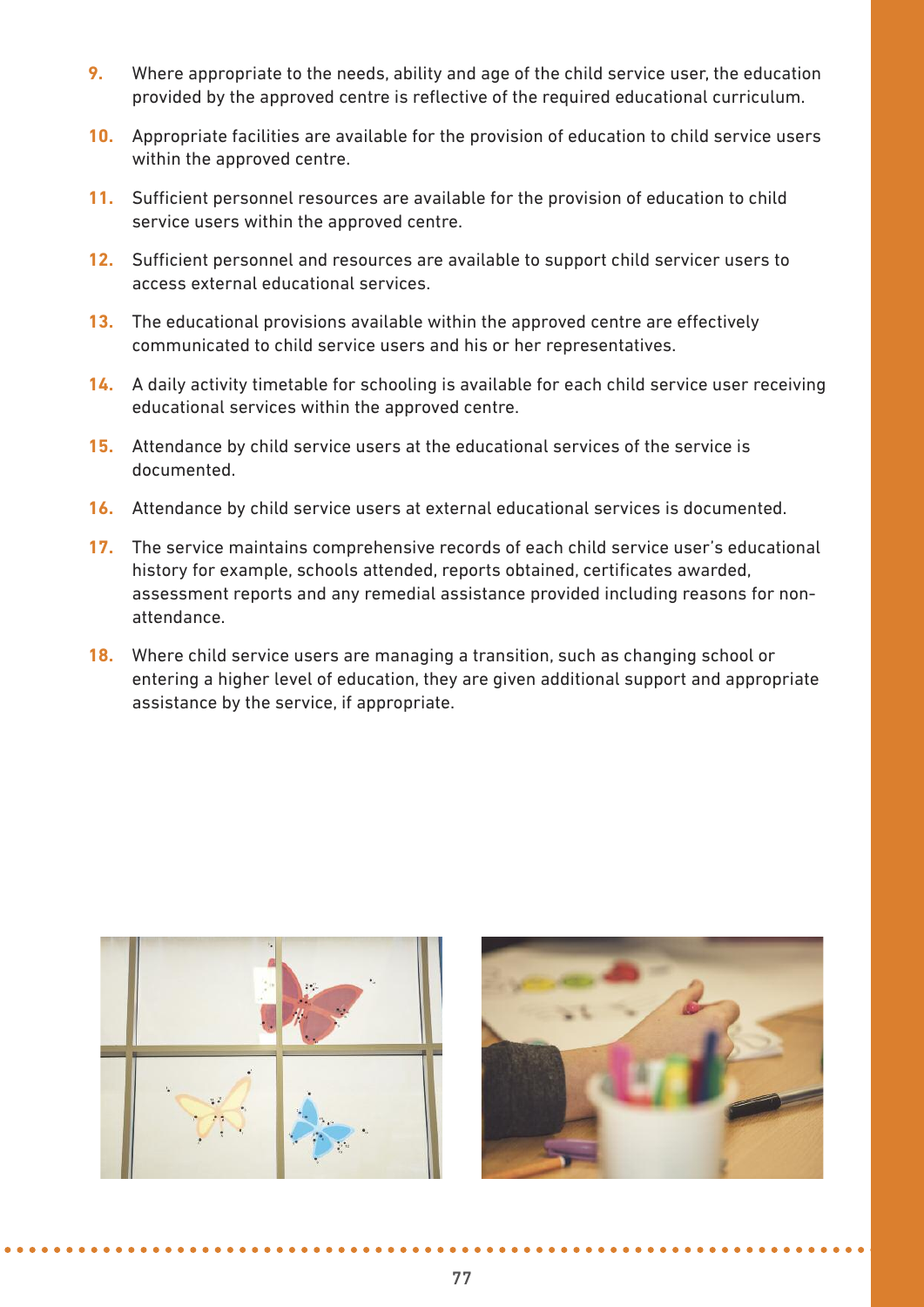9. Where appropriate to the needs, ability and age of the child service user, the education provided by the approved centre is reflective of the required educational curriculum.

10. Appropriate facilities are available for the provision of education to child service users within the approved centre.

11. Sufficient personnel resources are available for the provision of education to child service users within the approved centre.

12. Sufficient personnel and resources are available to support child servicer users to access external educational services.

13. The educational provisions available within the approved centre are effectively communicated to child service users and his or her representatives.

14. A daily activity timetable for schooling is available for each child service user receiving educational services within the approved centre.

15. Attendance by child service users at the educational services of the service is documented.

16. Attendance by child service users at external educational services is documented.

17. The service maintains comprehensive records of each child service user's educational history for example, schools attended, reports obtained, certificates awarded, assessment reports and any remedial assistance provided including reasons for non-attendance.

18. Where child service users are managing a transition, such as changing school or entering a higher level of education, they are given additional support and appropriate assistance by the service, if appropriate.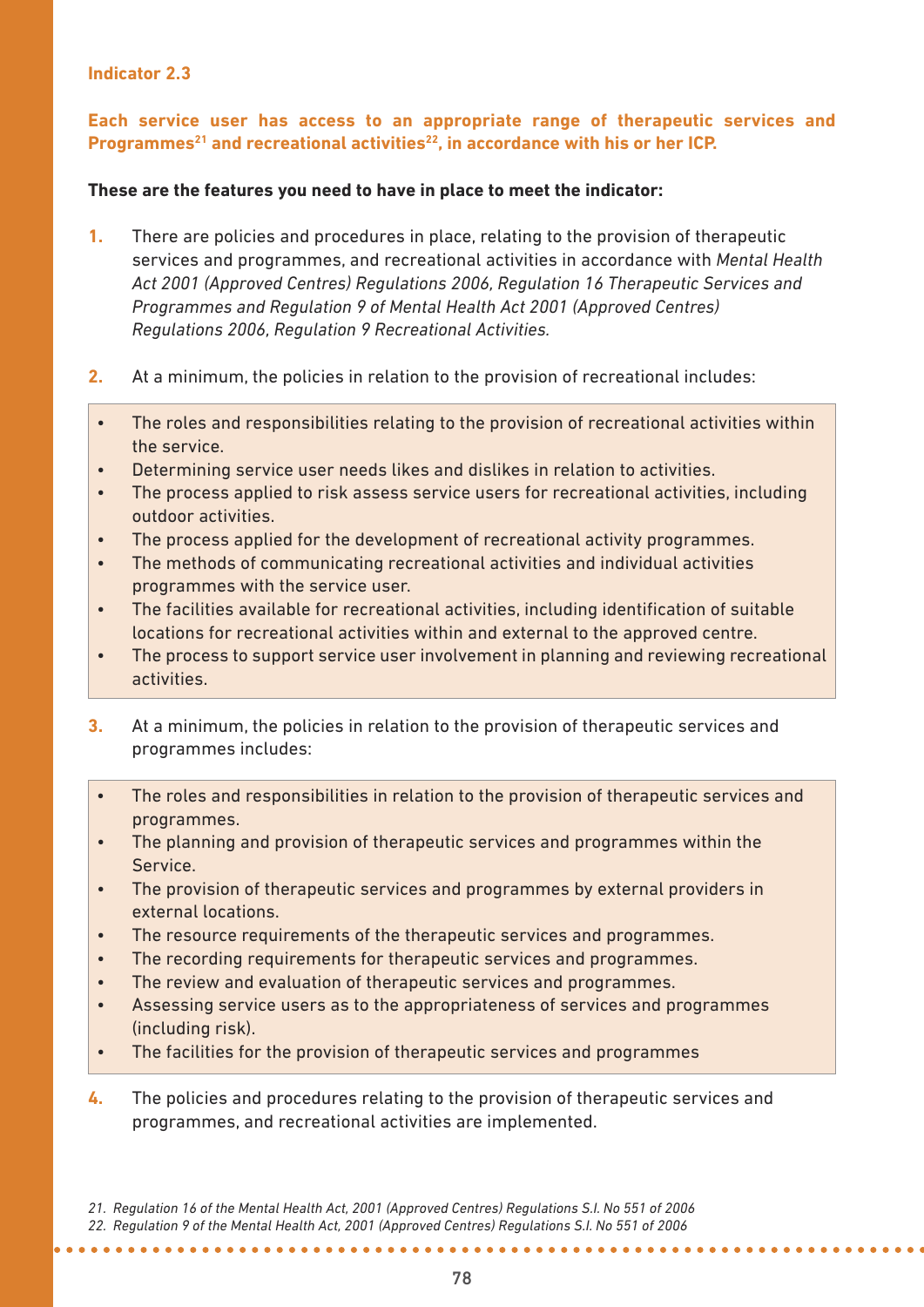### Indicator 2.3

**Each service user has access to an appropriate range of therapeutic services and Programmes[21] and recreational activities[22], in accordance with his or her ICP.**

**These are the features you need to have in place to meet the indicator:**

1. There are policies and procedures in place, relating to the provision of therapeutic services and programmes, and recreational activities in accordance with *Mental Health Act 2001 (Approved Centres) Regulations 2006, Regulation 16 Therapeutic Services and Programmes and Regulation 9 of Mental Health Act 2001 (Approved Centres) Regulations 2006, Regulation 9 Recreational Activities.*

2. At a minimum, the policies in relation to the provision of recreational includes:
   - The roles and responsibilities relating to the provision of recreational activities within the service.
   - Determining service user needs likes and dislikes in relation to activities.
   - The process applied to risk assess service users for recreational activities, including outdoor activities.
   - The process applied for the development of recreational activity programmes.
   - The methods of communicating recreational activities and individual activities programmes with the service user.
   - The facilities available for recreational activities, including identification of suitable locations for recreational activities within and external to the approved centre.
   - The process to support service user involvement in planning and reviewing recreational activities.

3. At a minimum, the policies in relation to the provision of therapeutic services and programmes includes:
   - The roles and responsibilities in relation to the provision of therapeutic services and programmes.
   - The planning and provision of therapeutic services and programmes within the Service.
   - The provision of therapeutic services and programmes by external providers in external locations.
   - The resource requirements of the therapeutic services and programmes.
   - The recording requirements for therapeutic services and programmes.
   - The review and evaluation of therapeutic services and programmes.
   - Assessing service users as to the appropriateness of services and programmes (including risk).
   - The facilities for the provision of therapeutic services and programmes

4. The policies and procedures relating to the provision of therapeutic services and programmes, and recreational activities are implemented.

*21. Regulation 16 of the Mental Health Act, 2001 (Approved Centres) Regulations S.I. No 551 of 2006*
*22. Regulation 9 of the Mental Health Act, 2001 (Approved Centres) Regulations S.I. No 551 of 2006*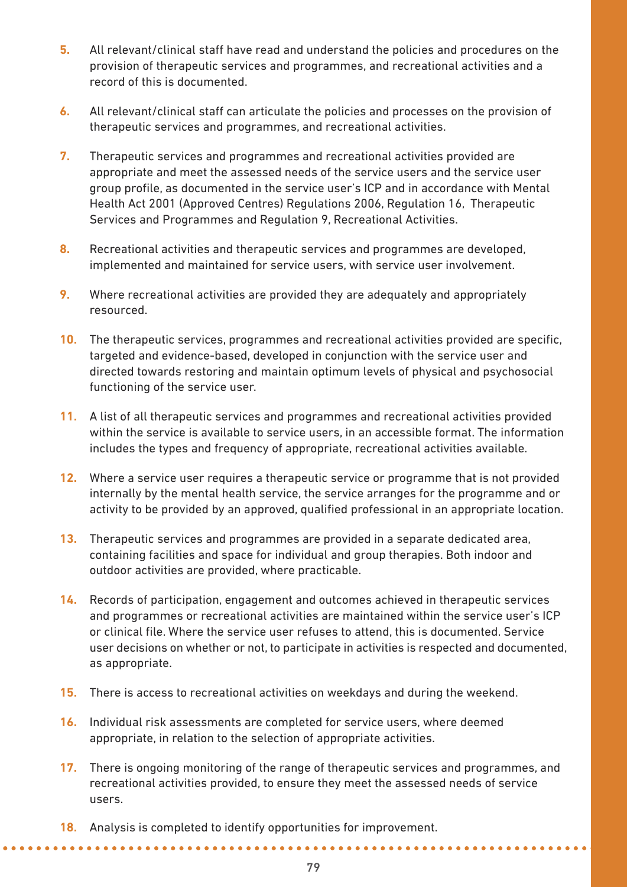5. All relevant/clinical staff have read and understand the policies and procedures on the provision of therapeutic services and programmes, and recreational activities and a record of this is documented.

6. All relevant/clinical staff can articulate the policies and processes on the provision of therapeutic services and programmes, and recreational activities.

7. Therapeutic services and programmes and recreational activities provided are appropriate and meet the assessed needs of the service users and the service user group profile, as documented in the service user's ICP and in accordance with Mental Health Act 2001 (Approved Centres) Regulations 2006, Regulation 16, Therapeutic Services and Programmes and Regulation 9, Recreational Activities.

8. Recreational activities and therapeutic services and programmes are developed, implemented and maintained for service users, with service user involvement.

9. Where recreational activities are provided they are adequately and appropriately resourced.

10. The therapeutic services, programmes and recreational activities provided are specific, targeted and evidence-based, developed in conjunction with the service user and directed towards restoring and maintain optimum levels of physical and psychosocial functioning of the service user.

11. A list of all therapeutic services and programmes and recreational activities provided within the service is available to service users, in an accessible format. The information includes the types and frequency of appropriate, recreational activities available.

12. Where a service user requires a therapeutic service or programme that is not provided internally by the mental health service, the service arranges for the programme and or activity to be provided by an approved, qualified professional in an appropriate location.

13. Therapeutic services and programmes are provided in a separate dedicated area, containing facilities and space for individual and group therapies. Both indoor and outdoor activities are provided, where practicable.

14. Records of participation, engagement and outcomes achieved in therapeutic services and programmes or recreational activities are maintained within the service user's ICP or clinical file. Where the service user refuses to attend, this is documented. Service user decisions on whether or not, to participate in activities is respected and documented, as appropriate.

15. There is access to recreational activities on weekdays and during the weekend.

16. Individual risk assessments are completed for service users, where deemed appropriate, in relation to the selection of appropriate activities.

17. There is ongoing monitoring of the range of therapeutic services and programmes, and recreational activities provided, to ensure they meet the assessed needs of service users.

18. Analysis is completed to identify opportunities for improvement.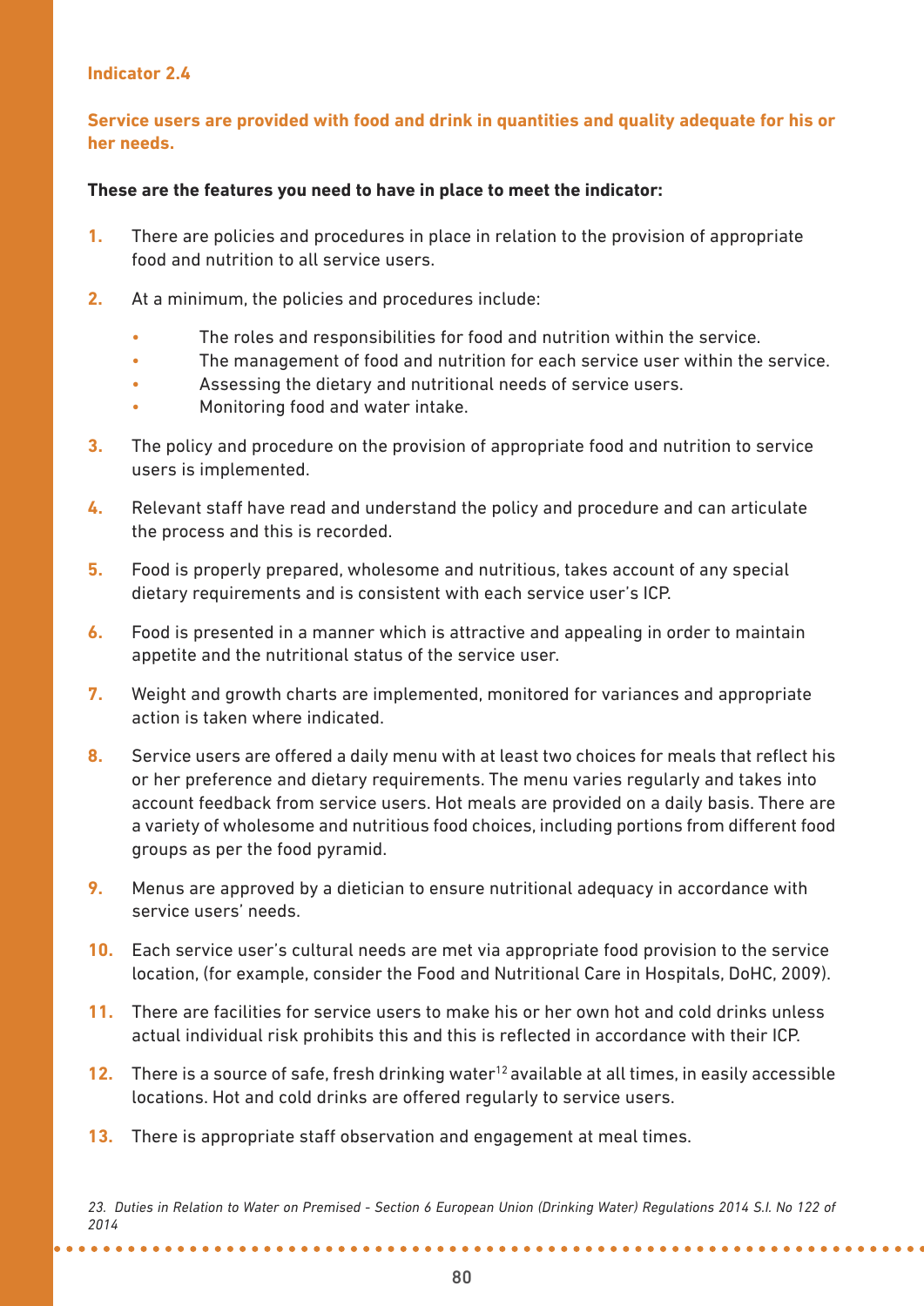### Indicator 2.4

**Service users are provided with food and drink in quantities and quality adequate for his or her needs.**

**These are the features you need to have in place to meet the indicator:**

1. There are policies and procedures in place in relation to the provision of appropriate food and nutrition to all service users.
2. At a minimum, the policies and procedures include:
   - The roles and responsibilities for food and nutrition within the service.
   - The management of food and nutrition for each service user within the service.
   - Assessing the dietary and nutritional needs of service users.
   - Monitoring food and water intake.
3. The policy and procedure on the provision of appropriate food and nutrition to service users is implemented.
4. Relevant staff have read and understand the policy and procedure and can articulate the process and this is recorded.
5. Food is properly prepared, wholesome and nutritious, takes account of any special dietary requirements and is consistent with each service user's ICP.
6. Food is presented in a manner which is attractive and appealing in order to maintain appetite and the nutritional status of the service user.
7. Weight and growth charts are implemented, monitored for variances and appropriate action is taken where indicated.
8. Service users are offered a daily menu with at least two choices for meals that reflect his or her preference and dietary requirements. The menu varies regularly and takes into account feedback from service users. Hot meals are provided on a daily basis. There are a variety of wholesome and nutritious food choices, including portions from different food groups as per the food pyramid.
9. Menus are approved by a dietician to ensure nutritional adequacy in accordance with service users' needs.
10. Each service user's cultural needs are met via appropriate food provision to the service location, (for example, consider the Food and Nutritional Care in Hospitals, DoHC, 2009).
11. There are facilities for service users to make his or her own hot and cold drinks unless actual individual risk prohibits this and this is reflected in accordance with their ICP.
12. There is a source of safe, fresh drinking water[12] available at all times, in easily accessible locations. Hot and cold drinks are offered regularly to service users.
13. There is appropriate staff observation and engagement at meal times.

*23. Duties in Relation to Water on Premised - Section 6 European Union (Drinking Water) Regulations 2014 S.I. No 122 of 2014*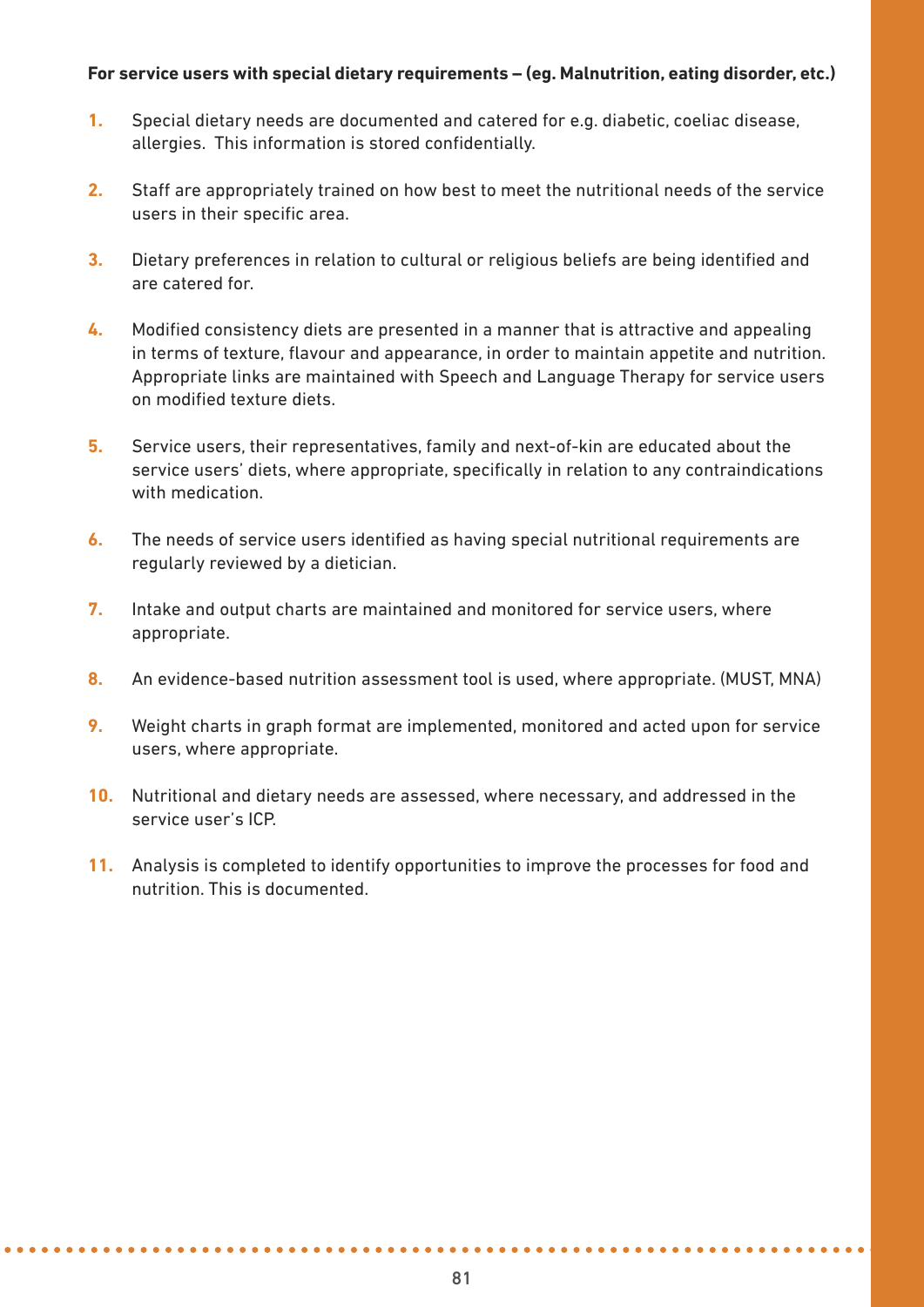**For service users with special dietary requirements – (eg. Malnutrition, eating disorder, etc.)**

1. Special dietary needs are documented and catered for e.g. diabetic, coeliac disease, allergies. This information is stored confidentially.

2. Staff are appropriately trained on how best to meet the nutritional needs of the service users in their specific area.

3. Dietary preferences in relation to cultural or religious beliefs are being identified and are catered for.

4. Modified consistency diets are presented in a manner that is attractive and appealing in terms of texture, flavour and appearance, in order to maintain appetite and nutrition. Appropriate links are maintained with Speech and Language Therapy for service users on modified texture diets.

5. Service users, their representatives, family and next-of-kin are educated about the service users' diets, where appropriate, specifically in relation to any contraindications with medication.

6. The needs of service users identified as having special nutritional requirements are regularly reviewed by a dietician.

7. Intake and output charts are maintained and monitored for service users, where appropriate.

8. An evidence-based nutrition assessment tool is used, where appropriate. (MUST, MNA)

9. Weight charts in graph format are implemented, monitored and acted upon for service users, where appropriate.

10. Nutritional and dietary needs are assessed, where necessary, and addressed in the service user's ICP.

11. Analysis is completed to identify opportunities to improve the processes for food and nutrition. This is documented.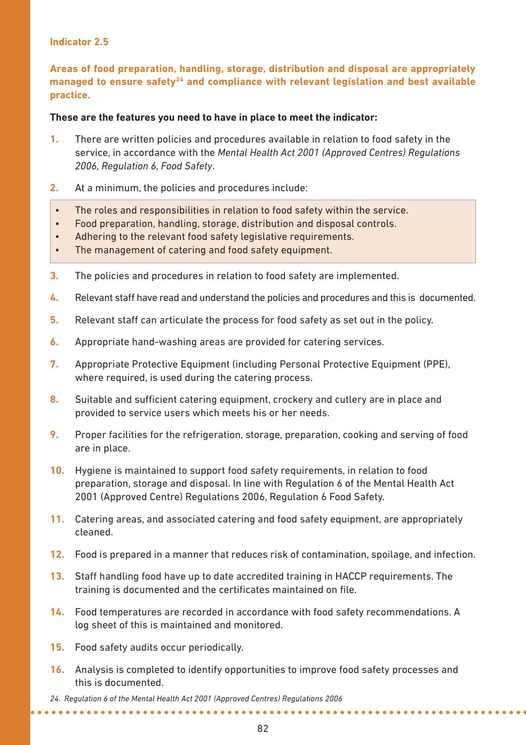### Indicator 2.5

**Areas of food preparation, handling, storage, distribution and disposal are appropriately managed to ensure safety[24] and compliance with relevant legislation and best available practice.**

**These are the features you need to have in place to meet the indicator:**

1. There are written policies and procedures available in relation to food safety in the service, in accordance with the *Mental Health Act 2001 (Approved Centres) Regulations 2006, Regulation 6, Food Safety*.
2. At a minimum, the policies and procedures include:
   - The roles and responsibilities in relation to food safety within the service.
   - Food preparation, handling, storage, distribution and disposal controls.
   - Adhering to the relevant food safety legislative requirements.
   - The management of catering and food safety equipment.
3. The policies and procedures in relation to food safety are implemented.
4. Relevant staff have read and understand the policies and procedures and this is documented.
5. Relevant staff can articulate the process for food safety as set out in the policy.
6. Appropriate hand-washing areas are provided for catering services.
7. Appropriate Protective Equipment (including Personal Protective Equipment (PPE), where required, is used during the catering process.
8. Suitable and sufficient catering equipment, crockery and cutlery are in place and provided to service users which meets his or her needs.
9. Proper facilities for the refrigeration, storage, preparation, cooking and serving of food are in place.
10. Hygiene is maintained to support food safety requirements, in relation to food preparation, storage and disposal. In line with Regulation 6 of the Mental Health Act 2001 (Approved Centre) Regulations 2006, Regulation 6 Food Safety.
11. Catering areas, and associated catering and food safety equipment, are appropriately cleaned.
12. Food is prepared in a manner that reduces risk of contamination, spoilage, and infection.
13. Staff handling food have up to date accredited training in HACCP requirements. The training is documented and the certificates maintained on file.
14. Food temperatures are recorded in accordance with food safety recommendations. A log sheet of this is maintained and monitored.
15. Food safety audits occur periodically.
16. Analysis is completed to identify opportunities to improve food safety processes and this is documented.

*24. Regulation 6 of the Mental Health Act 2001 (Approved Centres) Regulations 2006*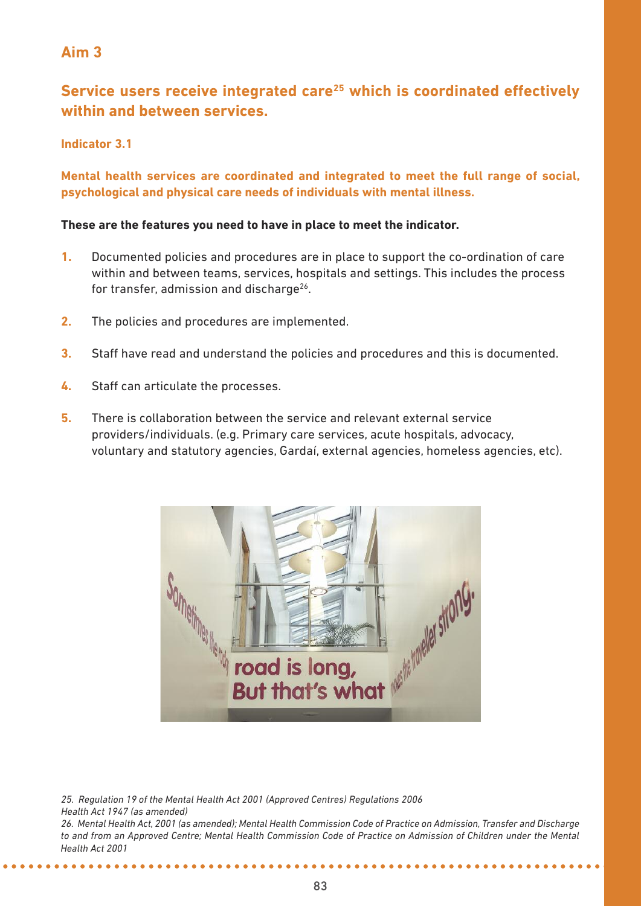## Aim 3

### Service users receive integrated care[25] which is coordinated effectively within and between services.

#### Indicator 3.1

**Mental health services are coordinated and integrated to meet the full range of social, psychological and physical care needs of individuals with mental illness.**

**These are the features you need to have in place to meet the indicator.**

1. Documented policies and procedures are in place to support the co-ordination of care within and between teams, services, hospitals and settings. This includes the process for transfer, admission and discharge[26].
2. The policies and procedures are implemented.
3. Staff have read and understand the policies and procedures and this is documented.
4. Staff can articulate the processes.
5. There is collaboration between the service and relevant external service providers/individuals. (e.g. Primary care services, acute hospitals, advocacy, voluntary and statutory agencies, Gardaí, external agencies, homeless agencies, etc).

*25. Regulation 19 of the Mental Health Act 2001 (Approved Centres) Regulations 2006 Health Act 1947 (as amended)*

*26. Mental Health Act, 2001 (as amended); Mental Health Commission Code of Practice on Admission, Transfer and Discharge to and from an Approved Centre; Mental Health Commission Code of Practice on Admission of Children under the Mental Health Act 2001*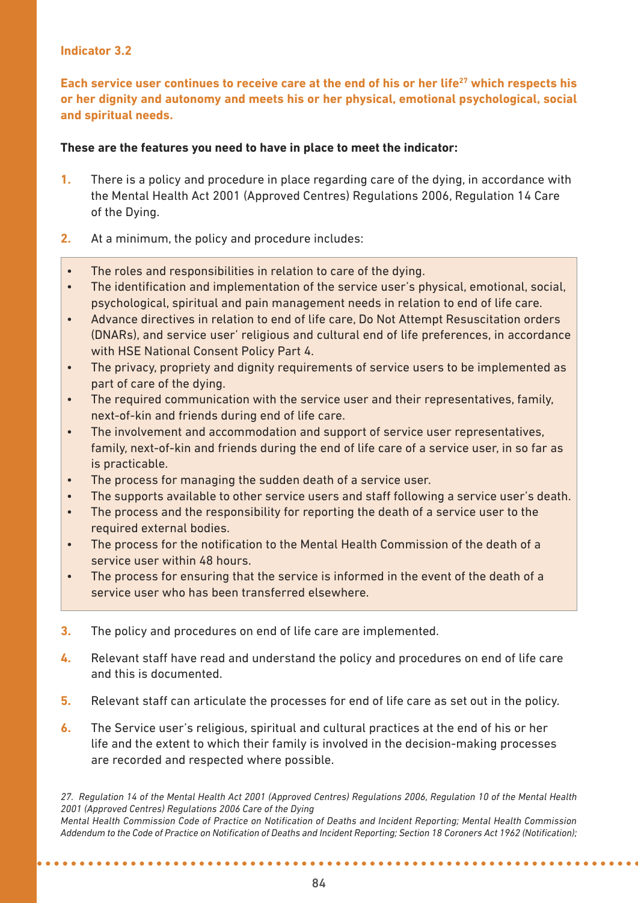**Indicator 3.2**

**Each service user continues to receive care at the end of his or her life[27] which respects his or her dignity and autonomy and meets his or her physical, emotional psychological, social and spiritual needs.**

**These are the features you need to have in place to meet the indicator:**

1. There is a policy and procedure in place regarding care of the dying, in accordance with the Mental Health Act 2001 (Approved Centres) Regulations 2006, Regulation 14 Care of the Dying.

2. At a minimum, the policy and procedure includes:

   - The roles and responsibilities in relation to care of the dying.
   - The identification and implementation of the service user's physical, emotional, social, psychological, spiritual and pain management needs in relation to end of life care.
   - Advance directives in relation to end of life care, Do Not Attempt Resuscitation orders (DNARs), and service user' religious and cultural end of life preferences, in accordance with HSE National Consent Policy Part 4.
   - The privacy, propriety and dignity requirements of service users to be implemented as part of care of the dying.
   - The required communication with the service user and their representatives, family, next-of-kin and friends during end of life care.
   - The involvement and accommodation and support of service user representatives, family, next-of-kin and friends during the end of life care of a service user, in so far as is practicable.
   - The process for managing the sudden death of a service user.
   - The supports available to other service users and staff following a service user's death.
   - The process and the responsibility for reporting the death of a service user to the required external bodies.
   - The process for the notification to the Mental Health Commission of the death of a service user within 48 hours.
   - The process for ensuring that the service is informed in the event of the death of a service user who has been transferred elsewhere.

3. The policy and procedures on end of life care are implemented.

4. Relevant staff have read and understand the policy and procedures on end of life care and this is documented.

5. Relevant staff can articulate the processes for end of life care as set out in the policy.

6. The Service user's religious, spiritual and cultural practices at the end of his or her life and the extent to which their family is involved in the decision-making processes are recorded and respected where possible.

*27. Regulation 14 of the Mental Health Act 2001 (Approved Centres) Regulations 2006, Regulation 10 of the Mental Health 2001 (Approved Centres) Regulations 2006 Care of the Dying*
*Mental Health Commission Code of Practice on Notification of Deaths and Incident Reporting; Mental Health Commission Addendum to the Code of Practice on Notification of Deaths and Incident Reporting; Section 18 Coroners Act 1962 (Notification);*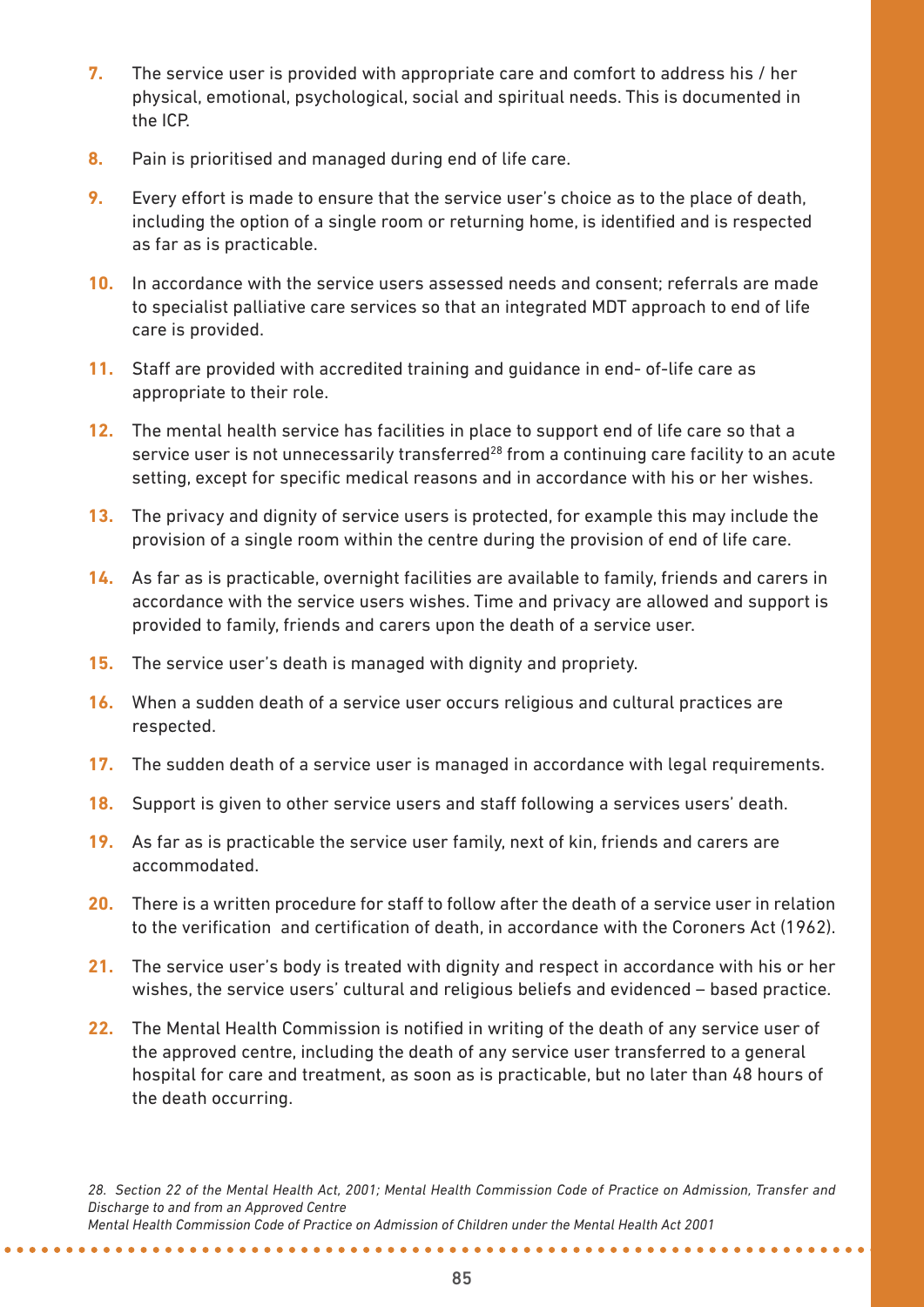7. The service user is provided with appropriate care and comfort to address his / her physical, emotional, psychological, social and spiritual needs. This is documented in the ICP.

8. Pain is prioritised and managed during end of life care.

9. Every effort is made to ensure that the service user's choice as to the place of death, including the option of a single room or returning home, is identified and is respected as far as is practicable.

10. In accordance with the service users assessed needs and consent; referrals are made to specialist palliative care services so that an integrated MDT approach to end of life care is provided.

11. Staff are provided with accredited training and guidance in end- of-life care as appropriate to their role.

12. The mental health service has facilities in place to support end of life care so that a service user is not unnecessarily transferred[28] from a continuing care facility to an acute setting, except for specific medical reasons and in accordance with his or her wishes.

13. The privacy and dignity of service users is protected, for example this may include the provision of a single room within the centre during the provision of end of life care.

14. As far as is practicable, overnight facilities are available to family, friends and carers in accordance with the service users wishes. Time and privacy are allowed and support is provided to family, friends and carers upon the death of a service user.

15. The service user's death is managed with dignity and propriety.

16. When a sudden death of a service user occurs religious and cultural practices are respected.

17. The sudden death of a service user is managed in accordance with legal requirements.

18. Support is given to other service users and staff following a services users' death.

19. As far as is practicable the service user family, next of kin, friends and carers are accommodated.

20. There is a written procedure for staff to follow after the death of a service user in relation to the verification and certification of death, in accordance with the Coroners Act (1962).

21. The service user's body is treated with dignity and respect in accordance with his or her wishes, the service users' cultural and religious beliefs and evidenced – based practice.

22. The Mental Health Commission is notified in writing of the death of any service user of the approved centre, including the death of any service user transferred to a general hospital for care and treatment, as soon as is practicable, but no later than 48 hours of the death occurring.

*28. Section 22 of the Mental Health Act, 2001; Mental Health Commission Code of Practice on Admission, Transfer and Discharge to and from an Approved Centre*
*Mental Health Commission Code of Practice on Admission of Children under the Mental Health Act 2001*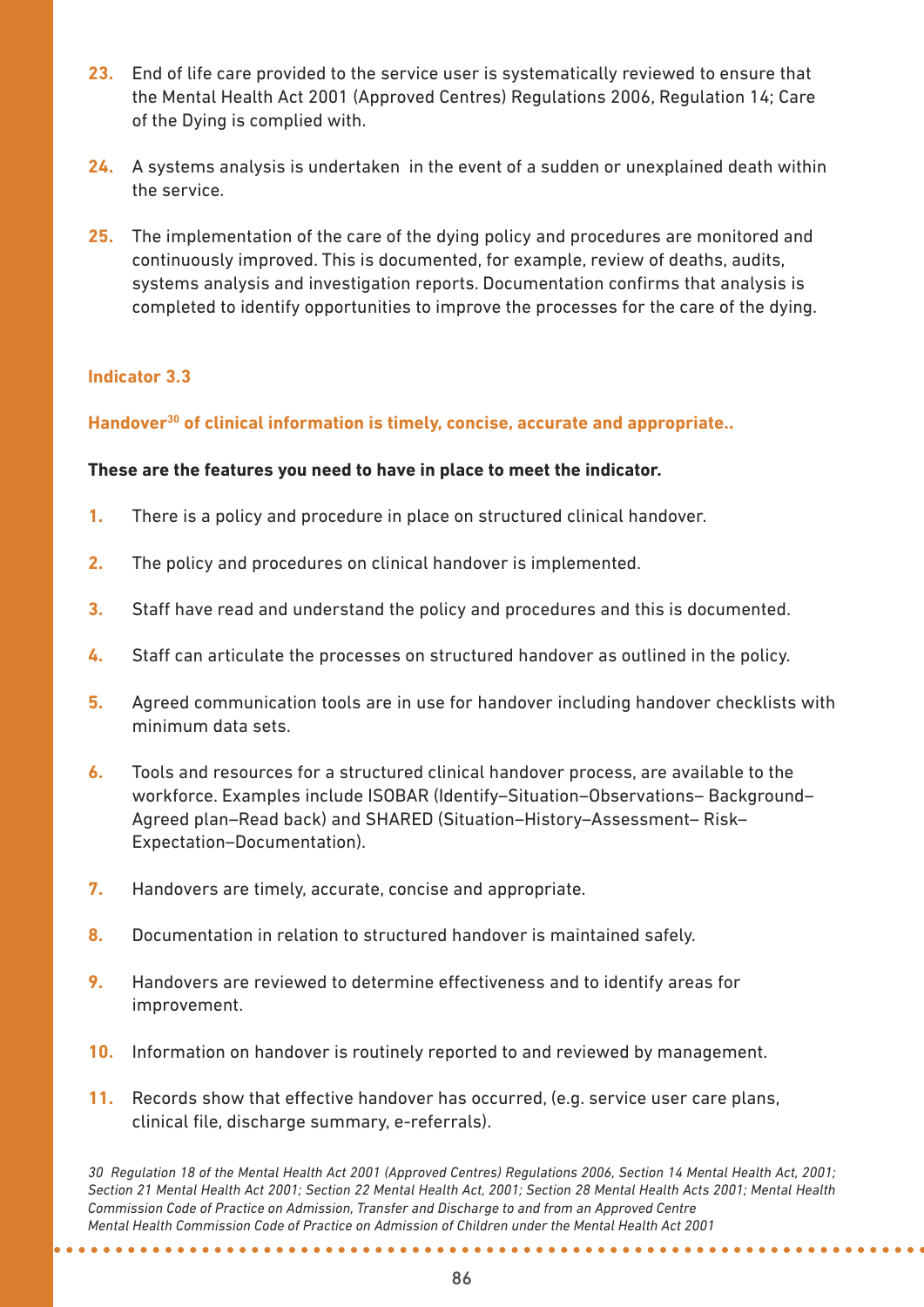23. End of life care provided to the service user is systematically reviewed to ensure that the Mental Health Act 2001 (Approved Centres) Regulations 2006, Regulation 14; Care of the Dying is complied with.

24. A systems analysis is undertaken in the event of a sudden or unexplained death within the service.

25. The implementation of the care of the dying policy and procedures are monitored and continuously improved. This is documented, for example, review of deaths, audits, systems analysis and investigation reports. Documentation confirms that analysis is completed to identify opportunities to improve the processes for the care of the dying.

### Indicator 3.3

**Handover[30] of clinical information is timely, concise, accurate and appropriate..**

**These are the features you need to have in place to meet the indicator.**

1. There is a policy and procedure in place on structured clinical handover.

2. The policy and procedures on clinical handover is implemented.

3. Staff have read and understand the policy and procedures and this is documented.

4. Staff can articulate the processes on structured handover as outlined in the policy.

5. Agreed communication tools are in use for handover including handover checklists with minimum data sets.

6. Tools and resources for a structured clinical handover process, are available to the workforce. Examples include ISOBAR (Identify–Situation–Observations– Background–Agreed plan–Read back) and SHARED (Situation–History–Assessment– Risk–Expectation–Documentation).

7. Handovers are timely, accurate, concise and appropriate.

8. Documentation in relation to structured handover is maintained safely.

9. Handovers are reviewed to determine effectiveness and to identify areas for improvement.

10. Information on handover is routinely reported to and reviewed by management.

11. Records show that effective handover has occurred, (e.g. service user care plans, clinical file, discharge summary, e-referrals).

*30 Regulation 18 of the Mental Health Act 2001 (Approved Centres) Regulations 2006, Section 14 Mental Health Act, 2001; Section 21 Mental Health Act 2001; Section 22 Mental Health Act, 2001; Section 28 Mental Health Acts 2001; Mental Health Commission Code of Practice on Admission, Transfer and Discharge to and from an Approved Centre Mental Health Commission Code of Practice on Admission of Children under the Mental Health Act 2001*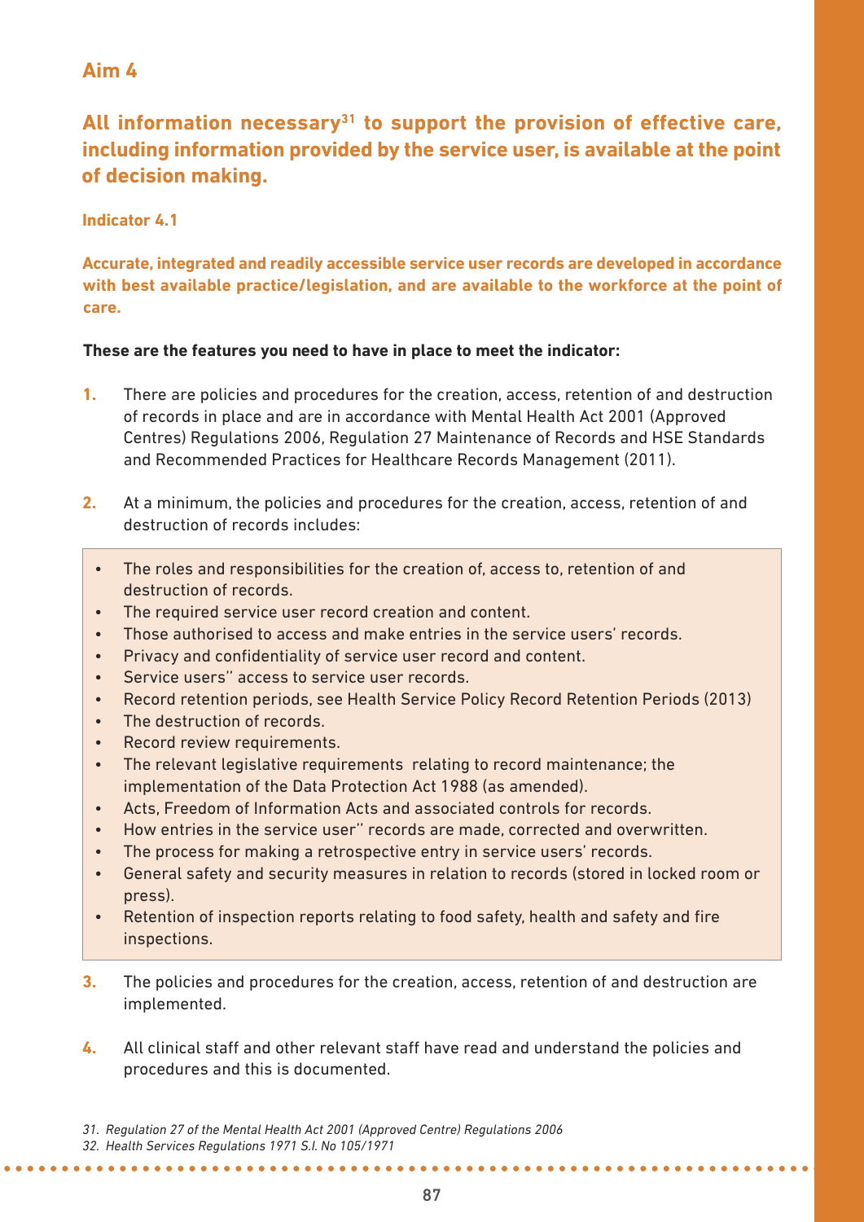## Aim 4

### All information necessary[31] to support the provision of effective care, including information provided by the service user, is available at the point of decision making.

**Indicator 4.1**

**Accurate, integrated and readily accessible service user records are developed in accordance with best available practice/legislation, and are available to the workforce at the point of care.**

**These are the features you need to have in place to meet the indicator:**

1. There are policies and procedures for the creation, access, retention of and destruction of records in place and are in accordance with Mental Health Act 2001 (Approved Centres) Regulations 2006, Regulation 27 Maintenance of Records and HSE Standards and Recommended Practices for Healthcare Records Management (2011).

2. At a minimum, the policies and procedures for the creation, access, retention of and destruction of records includes:

   - The roles and responsibilities for the creation of, access to, retention of and destruction of records.
   - The required service user record creation and content.
   - Those authorised to access and make entries in the service users' records.
   - Privacy and confidentiality of service user record and content.
   - Service users'' access to service user records.
   - Record retention periods, see Health Service Policy Record Retention Periods (2013)
   - The destruction of records.
   - Record review requirements.
   - The relevant legislative requirements relating to record maintenance; the implementation of the Data Protection Act 1988 (as amended).
   - Acts, Freedom of Information Acts and associated controls for records.
   - How entries in the service user'' records are made, corrected and overwritten.
   - The process for making a retrospective entry in service users' records.
   - General safety and security measures in relation to records (stored in locked room or press).
   - Retention of inspection reports relating to food safety, health and safety and fire inspections.

3. The policies and procedures for the creation, access, retention of and destruction are implemented.

4. All clinical staff and other relevant staff have read and understand the policies and procedures and this is documented.

*31. Regulation 27 of the Mental Health Act 2001 (Approved Centre) Regulations 2006*

*32. Health Services Regulations 1971 S.I. No 105/1971*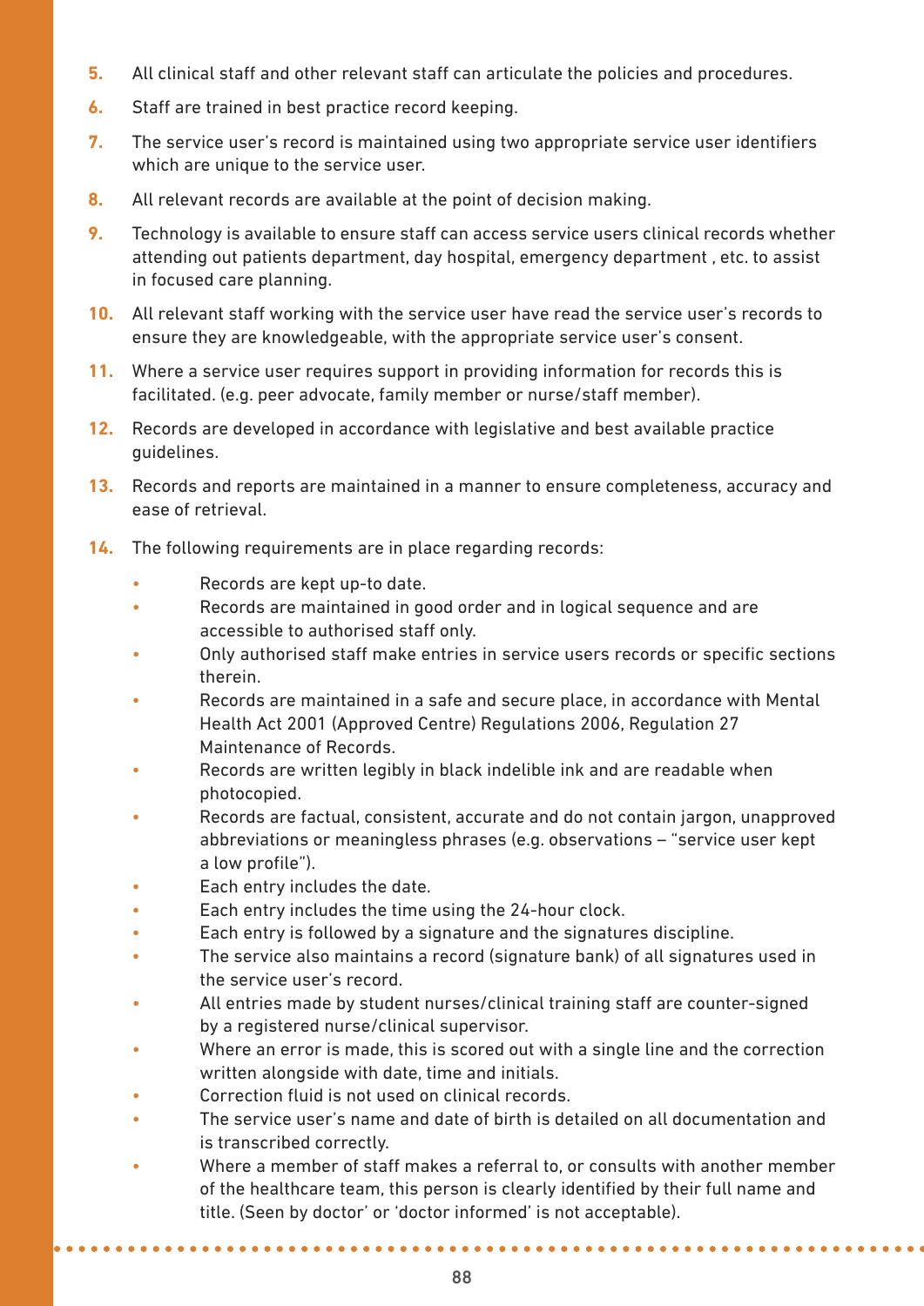5. All clinical staff and other relevant staff can articulate the policies and procedures.
6. Staff are trained in best practice record keeping.
7. The service user's record is maintained using two appropriate service user identifiers which are unique to the service user.
8. All relevant records are available at the point of decision making.
9. Technology is available to ensure staff can access service users clinical records whether attending out patients department, day hospital, emergency department , etc. to assist in focused care planning.
10. All relevant staff working with the service user have read the service user's records to ensure they are knowledgeable, with the appropriate service user's consent.
11. Where a service user requires support in providing information for records this is facilitated. (e.g. peer advocate, family member or nurse/staff member).
12. Records are developed in accordance with legislative and best available practice guidelines.
13. Records and reports are maintained in a manner to ensure completeness, accuracy and ease of retrieval.
14. The following requirements are in place regarding records:
    - Records are kept up-to date.
    - Records are maintained in good order and in logical sequence and are accessible to authorised staff only.
    - Only authorised staff make entries in service users records or specific sections therein.
    - Records are maintained in a safe and secure place, in accordance with Mental Health Act 2001 (Approved Centre) Regulations 2006, Regulation 27 Maintenance of Records.
    - Records are written legibly in black indelible ink and are readable when photocopied.
    - Records are factual, consistent, accurate and do not contain jargon, unapproved abbreviations or meaningless phrases (e.g. observations – "service user kept a low profile").
    - Each entry includes the date.
    - Each entry includes the time using the 24-hour clock.
    - Each entry is followed by a signature and the signatures discipline.
    - The service also maintains a record (signature bank) of all signatures used in the service user's record.
    - All entries made by student nurses/clinical training staff are counter-signed by a registered nurse/clinical supervisor.
    - Where an error is made, this is scored out with a single line and the correction written alongside with date, time and initials.
    - Correction fluid is not used on clinical records.
    - The service user's name and date of birth is detailed on all documentation and is transcribed correctly.
    - Where a member of staff makes a referral to, or consults with another member of the healthcare team, this person is clearly identified by their full name and title. (Seen by doctor' or 'doctor informed' is not acceptable).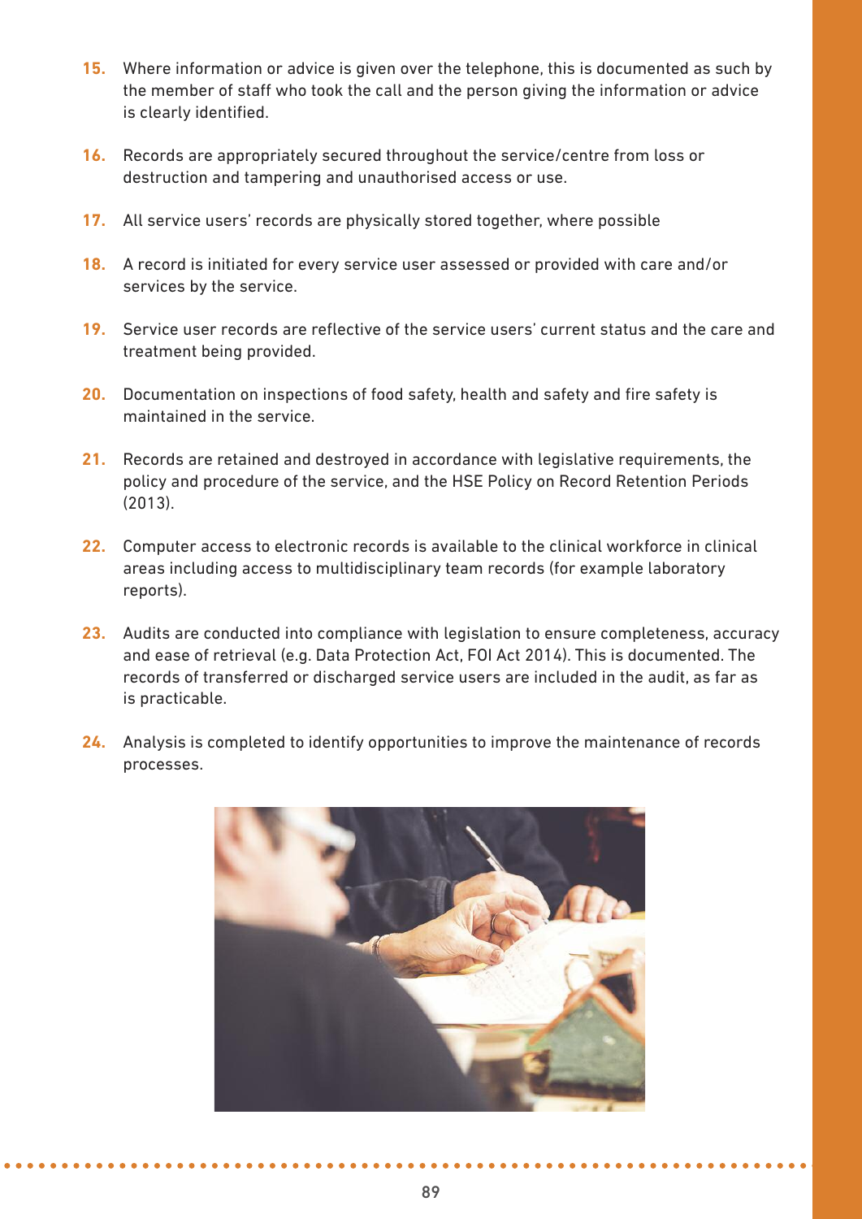15. Where information or advice is given over the telephone, this is documented as such by the member of staff who took the call and the person giving the information or advice is clearly identified.

16. Records are appropriately secured throughout the service/centre from loss or destruction and tampering and unauthorised access or use.

17. All service users' records are physically stored together, where possible

18. A record is initiated for every service user assessed or provided with care and/or services by the service.

19. Service user records are reflective of the service users' current status and the care and treatment being provided.

20. Documentation on inspections of food safety, health and safety and fire safety is maintained in the service.

21. Records are retained and destroyed in accordance with legislative requirements, the policy and procedure of the service, and the HSE Policy on Record Retention Periods (2013).

22. Computer access to electronic records is available to the clinical workforce in clinical areas including access to multidisciplinary team records (for example laboratory reports).

23. Audits are conducted into compliance with legislation to ensure completeness, accuracy and ease of retrieval (e.g. Data Protection Act, FOI Act 2014). This is documented. The records of transferred or discharged service users are included in the audit, as far as is practicable.

24. Analysis is completed to identify opportunities to improve the maintenance of records processes.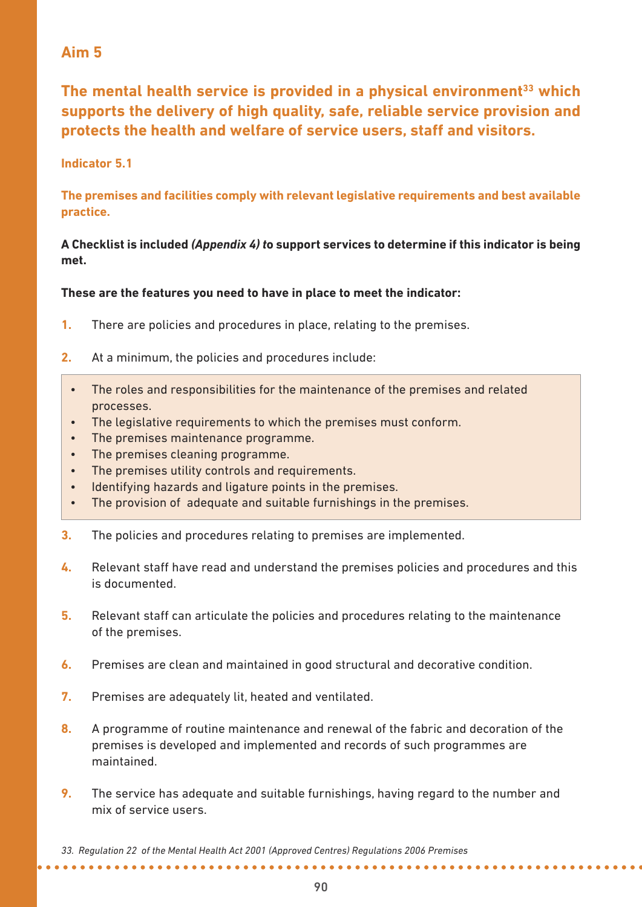## Aim 5

### The mental health service is provided in a physical environment[33] which supports the delivery of high quality, safe, reliable service provision and protects the health and welfare of service users, staff and visitors.

**Indicator 5.1**

**The premises and facilities comply with relevant legislative requirements and best available practice.**

**A Checklist is included *(Appendix 4) to* support services to determine if this indicator is being met.**

**These are the features you need to have in place to meet the indicator:**

1. There are policies and procedures in place, relating to the premises.
2. At a minimum, the policies and procedures include:
   - The roles and responsibilities for the maintenance of the premises and related processes.
   - The legislative requirements to which the premises must conform.
   - The premises maintenance programme.
   - The premises cleaning programme.
   - The premises utility controls and requirements.
   - Identifying hazards and ligature points in the premises.
   - The provision of adequate and suitable furnishings in the premises.
3. The policies and procedures relating to premises are implemented.
4. Relevant staff have read and understand the premises policies and procedures and this is documented.
5. Relevant staff can articulate the policies and procedures relating to the maintenance of the premises.
6. Premises are clean and maintained in good structural and decorative condition.
7. Premises are adequately lit, heated and ventilated.
8. A programme of routine maintenance and renewal of the fabric and decoration of the premises is developed and implemented and records of such programmes are maintained.
9. The service has adequate and suitable furnishings, having regard to the number and mix of service users.

*33. Regulation 22 of the Mental Health Act 2001 (Approved Centres) Regulations 2006 Premises*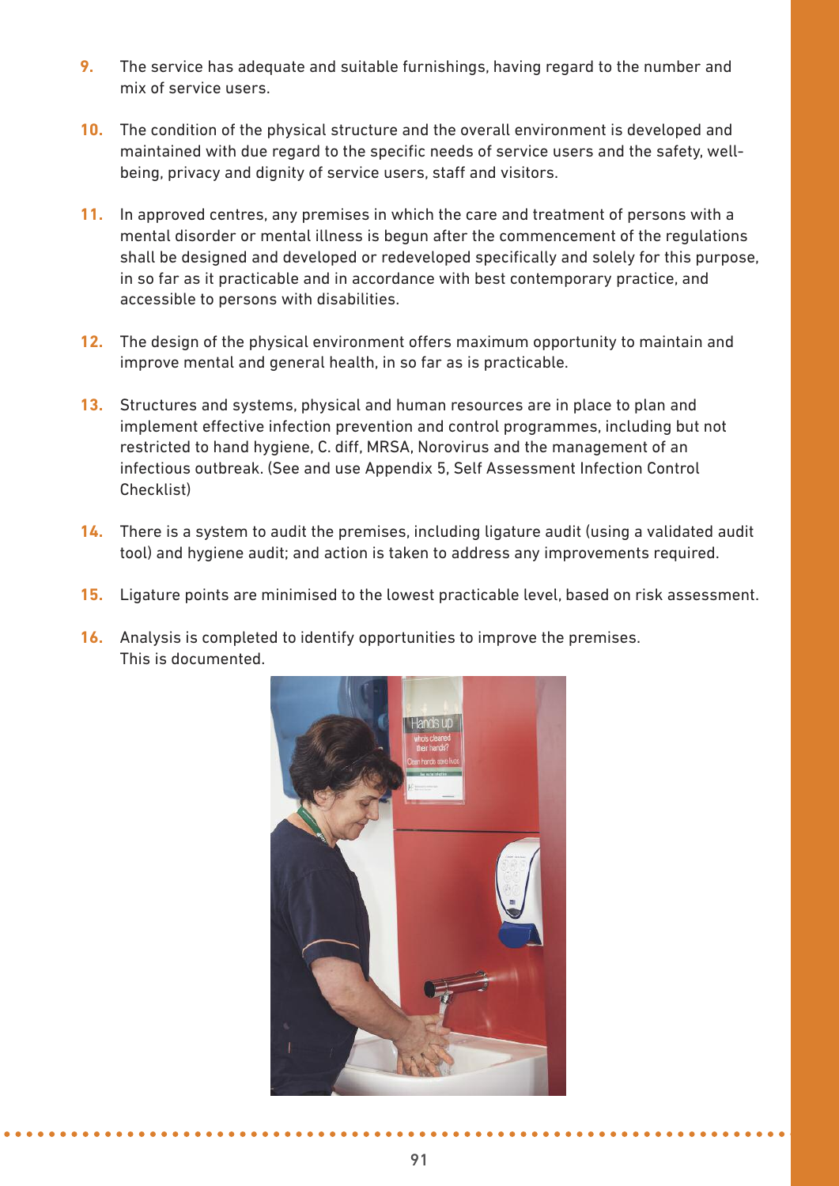9. The service has adequate and suitable furnishings, having regard to the number and mix of service users.

10. The condition of the physical structure and the overall environment is developed and maintained with due regard to the specific needs of service users and the safety, well-being, privacy and dignity of service users, staff and visitors.

11. In approved centres, any premises in which the care and treatment of persons with a mental disorder or mental illness is begun after the commencement of the regulations shall be designed and developed or redeveloped specifically and solely for this purpose, in so far as it practicable and in accordance with best contemporary practice, and accessible to persons with disabilities.

12. The design of the physical environment offers maximum opportunity to maintain and improve mental and general health, in so far as is practicable.

13. Structures and systems, physical and human resources are in place to plan and implement effective infection prevention and control programmes, including but not restricted to hand hygiene, C. diff, MRSA, Norovirus and the management of an infectious outbreak. (See and use Appendix 5, Self Assessment Infection Control Checklist)

14. There is a system to audit the premises, including ligature audit (using a validated audit tool) and hygiene audit; and action is taken to address any improvements required.

15. Ligature points are minimised to the lowest practicable level, based on risk assessment.

16. Analysis is completed to identify opportunities to improve the premises. This is documented.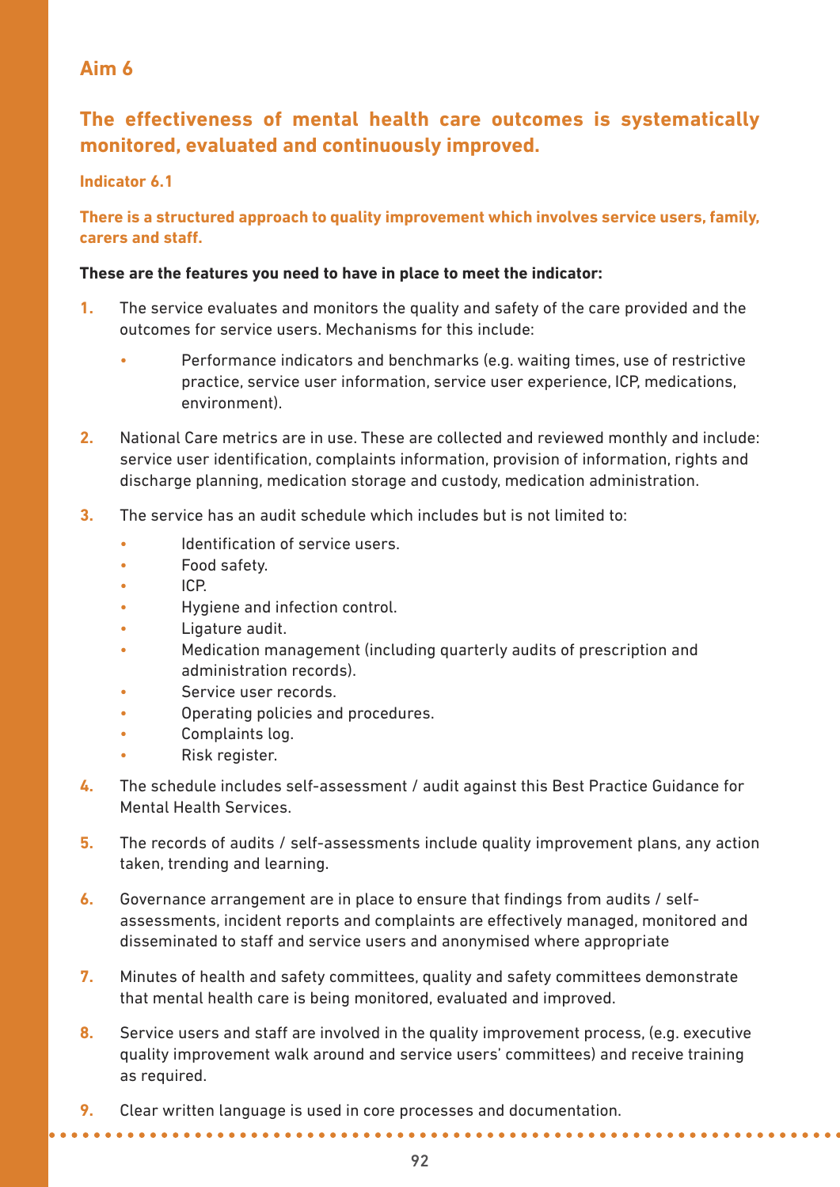## Aim 6

## The effectiveness of mental health care outcomes is systematically monitored, evaluated and continuously improved.

### Indicator 6.1

**There is a structured approach to quality improvement which involves service users, family, carers and staff.**

**These are the features you need to have in place to meet the indicator:**

1. The service evaluates and monitors the quality and safety of the care provided and the outcomes for service users. Mechanisms for this include:
   - Performance indicators and benchmarks (e.g. waiting times, use of restrictive practice, service user information, service user experience, ICP, medications, environment).
2. National Care metrics are in use. These are collected and reviewed monthly and include: service user identification, complaints information, provision of information, rights and discharge planning, medication storage and custody, medication administration.
3. The service has an audit schedule which includes but is not limited to:
   - Identification of service users.
   - Food safety.
   - ICP.
   - Hygiene and infection control.
   - Ligature audit.
   - Medication management (including quarterly audits of prescription and administration records).
   - Service user records.
   - Operating policies and procedures.
   - Complaints log.
   - Risk register.
4. The schedule includes self-assessment / audit against this Best Practice Guidance for Mental Health Services.
5. The records of audits / self-assessments include quality improvement plans, any action taken, trending and learning.
6. Governance arrangement are in place to ensure that findings from audits / self-assessments, incident reports and complaints are effectively managed, monitored and disseminated to staff and service users and anonymised where appropriate
7. Minutes of health and safety committees, quality and safety committees demonstrate that mental health care is being monitored, evaluated and improved.
8. Service users and staff are involved in the quality improvement process, (e.g. executive quality improvement walk around and service users' committees) and receive training as required.
9. Clear written language is used in core processes and documentation.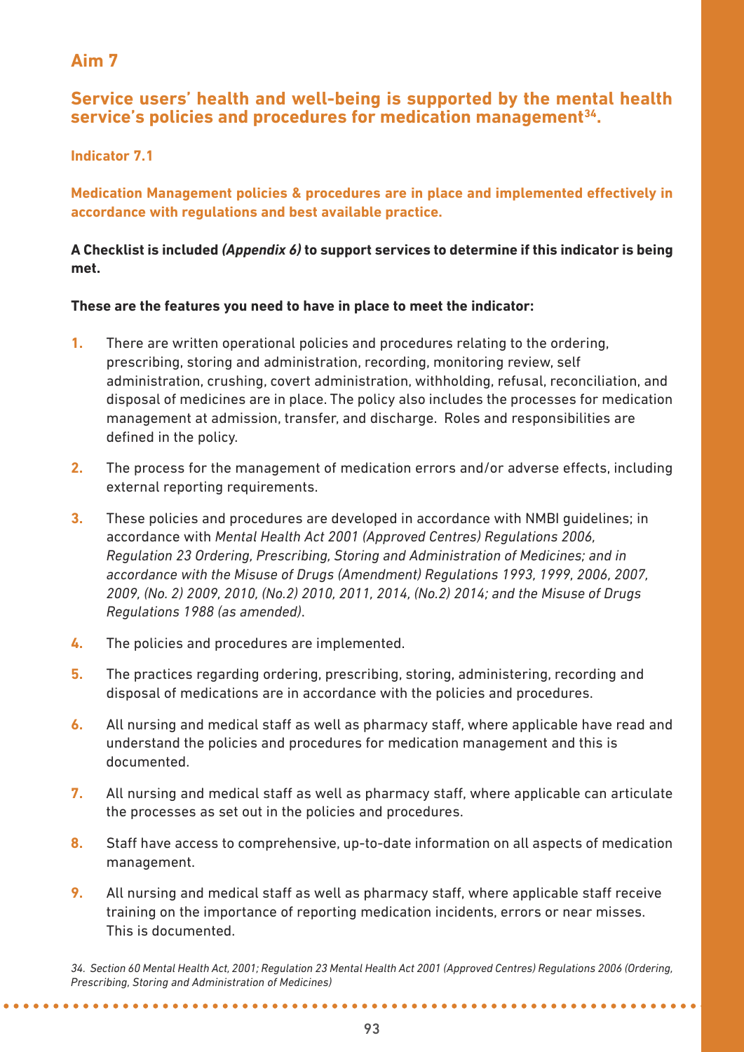## Aim 7

### Service users' health and well-being is supported by the mental health service's policies and procedures for medication management[34].

#### Indicator 7.1

**Medication Management policies & procedures are in place and implemented effectively in accordance with regulations and best available practice.**

**A Checklist is included *(Appendix 6)* to support services to determine if this indicator is being met.**

**These are the features you need to have in place to meet the indicator:**

1. There are written operational policies and procedures relating to the ordering, prescribing, storing and administration, recording, monitoring review, self administration, crushing, covert administration, withholding, refusal, reconciliation, and disposal of medicines are in place. The policy also includes the processes for medication management at admission, transfer, and discharge. Roles and responsibilities are defined in the policy.
2. The process for the management of medication errors and/or adverse effects, including external reporting requirements.
3. These policies and procedures are developed in accordance with NMBI guidelines; in accordance with *Mental Health Act 2001 (Approved Centres) Regulations 2006, Regulation 23 Ordering, Prescribing, Storing and Administration of Medicines; and in accordance with the Misuse of Drugs (Amendment) Regulations 1993, 1999, 2006, 2007, 2009, (No. 2) 2009, 2010, (No.2) 2010, 2011, 2014, (No.2) 2014; and the Misuse of Drugs Regulations 1988 (as amended).*
4. The policies and procedures are implemented.
5. The practices regarding ordering, prescribing, storing, administering, recording and disposal of medications are in accordance with the policies and procedures.
6. All nursing and medical staff as well as pharmacy staff, where applicable have read and understand the policies and procedures for medication management and this is documented.
7. All nursing and medical staff as well as pharmacy staff, where applicable can articulate the processes as set out in the policies and procedures.
8. Staff have access to comprehensive, up-to-date information on all aspects of medication management.
9. All nursing and medical staff as well as pharmacy staff, where applicable staff receive training on the importance of reporting medication incidents, errors or near misses. This is documented.

*34. Section 60 Mental Health Act, 2001; Regulation 23 Mental Health Act 2001 (Approved Centres) Regulations 2006 (Ordering, Prescribing, Storing and Administration of Medicines)*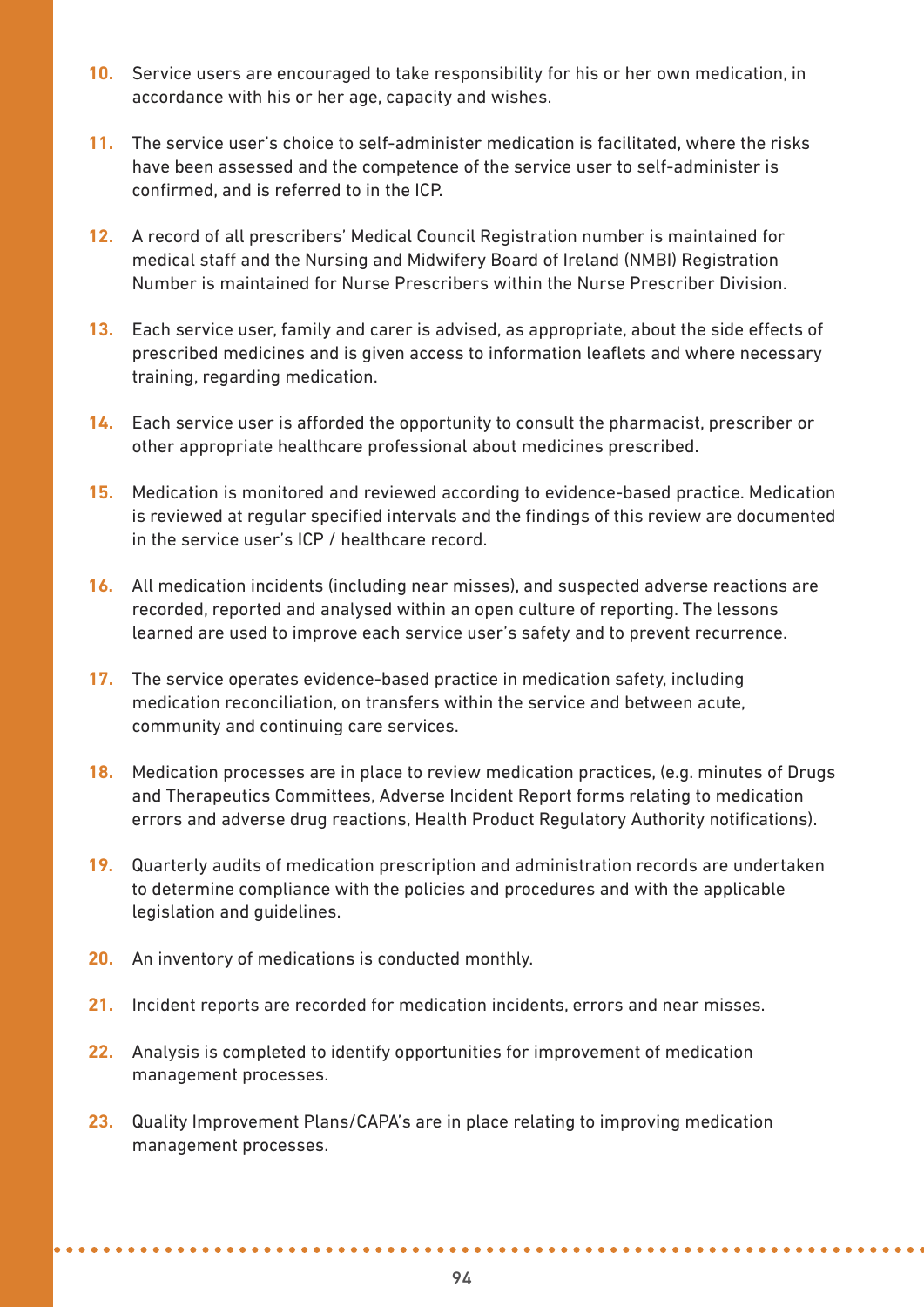10. Service users are encouraged to take responsibility for his or her own medication, in accordance with his or her age, capacity and wishes.

11. The service user's choice to self-administer medication is facilitated, where the risks have been assessed and the competence of the service user to self-administer is confirmed, and is referred to in the ICP.

12. A record of all prescribers' Medical Council Registration number is maintained for medical staff and the Nursing and Midwifery Board of Ireland (NMBI) Registration Number is maintained for Nurse Prescribers within the Nurse Prescriber Division.

13. Each service user, family and carer is advised, as appropriate, about the side effects of prescribed medicines and is given access to information leaflets and where necessary training, regarding medication.

14. Each service user is afforded the opportunity to consult the pharmacist, prescriber or other appropriate healthcare professional about medicines prescribed.

15. Medication is monitored and reviewed according to evidence-based practice. Medication is reviewed at regular specified intervals and the findings of this review are documented in the service user's ICP / healthcare record.

16. All medication incidents (including near misses), and suspected adverse reactions are recorded, reported and analysed within an open culture of reporting. The lessons learned are used to improve each service user's safety and to prevent recurrence.

17. The service operates evidence-based practice in medication safety, including medication reconciliation, on transfers within the service and between acute, community and continuing care services.

18. Medication processes are in place to review medication practices, (e.g. minutes of Drugs and Therapeutics Committees, Adverse Incident Report forms relating to medication errors and adverse drug reactions, Health Product Regulatory Authority notifications).

19. Quarterly audits of medication prescription and administration records are undertaken to determine compliance with the policies and procedures and with the applicable legislation and guidelines.

20. An inventory of medications is conducted monthly.

21. Incident reports are recorded for medication incidents, errors and near misses.

22. Analysis is completed to identify opportunities for improvement of medication management processes.

23. Quality Improvement Plans/CAPA's are in place relating to improving medication management processes.